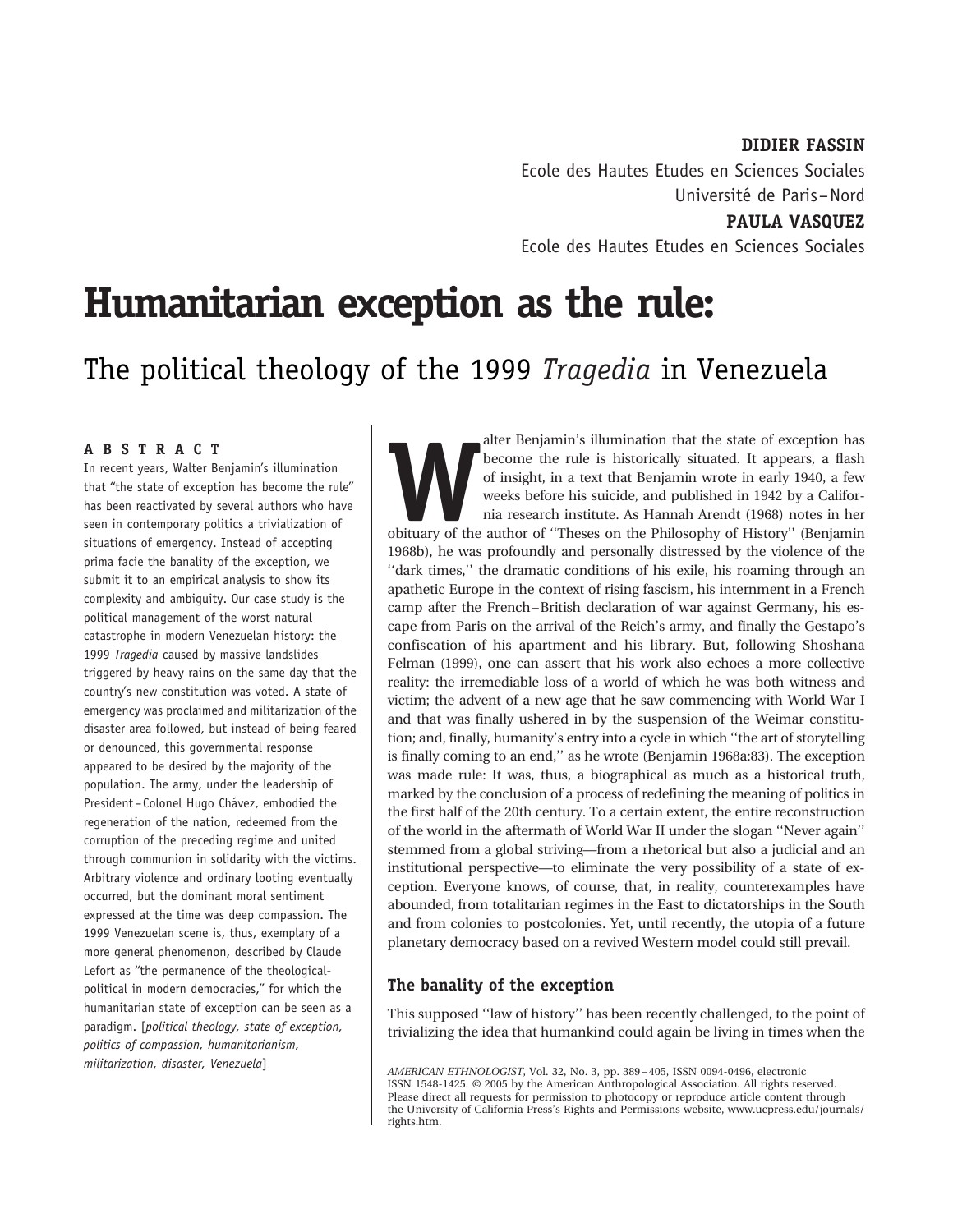**DIDIER FASSIN**
Ecole des Hautes Etudes en Sciences Sociales
Université de Paris–Nord
**PAULA VASQUEZ**
Ecole des Hautes Etudes en Sciences Sociales

# Humanitarian exception as the rule:

## The political theology of the 1999 *Tragedia* in Venezuela

**ABSTRACT**

In recent years, Walter Benjamin's illumination that "the state of exception has become the rule" has been reactivated by several authors who have seen in contemporary politics a trivialization of situations of emergency. Instead of accepting prima facie the banality of the exception, we submit it to an empirical analysis to show its complexity and ambiguity. Our case study is the political management of the worst natural catastrophe in modern Venezuelan history: the 1999 *Tragedia* caused by massive landslides triggered by heavy rains on the same day that the country's new constitution was voted. A state of emergency was proclaimed and militarization of the disaster area followed, but instead of being feared or denounced, this governmental response appeared to be desired by the majority of the population. The army, under the leadership of President–Colonel Hugo Chávez, embodied the regeneration of the nation, redeemed from the corruption of the preceding regime and united through communion in solidarity with the victims. Arbitrary violence and ordinary looting eventually occurred, but the dominant moral sentiment expressed at the time was deep compassion. The 1999 Venezuelan scene is, thus, exemplary of a more general phenomenon, described by Claude Lefort as "the permanence of the theological-political in modern democracies," for which the humanitarian state of exception can be seen as a paradigm. [*political theology, state of exception, politics of compassion, humanitarianism, militarization, disaster, Venezuela*]

Walter Benjamin's illumination that the state of exception has become the rule is historically situated. It appears, a flash of insight, in a text that Benjamin wrote in early 1940, a few weeks before his suicide, and published in 1942 by a California research institute. As Hannah Arendt (1968) notes in her obituary of the author of ''Theses on the Philosophy of History'' (Benjamin 1968b), he was profoundly and personally distressed by the violence of the ''dark times,'' the dramatic conditions of his exile, his roaming through an apathetic Europe in the context of rising fascism, his internment in a French camp after the French–British declaration of war against Germany, his escape from Paris on the arrival of the Reich's army, and finally the Gestapo's confiscation of his apartment and his library. But, following Shoshana Felman (1999), one can assert that his work also echoes a more collective reality: the irremediable loss of a world of which he was both witness and victim; the advent of a new age that he saw commencing with World War I and that was finally ushered in by the suspension of the Weimar constitution; and, finally, humanity's entry into a cycle in which ''the art of storytelling is finally coming to an end,'' as he wrote (Benjamin 1968a:83). The exception was made rule: It was, thus, a biographical as much as a historical truth, marked by the conclusion of a process of redefining the meaning of politics in the first half of the 20th century. To a certain extent, the entire reconstruction of the world in the aftermath of World War II under the slogan ''Never again'' stemmed from a global striving—from a rhetorical but also a judicial and an institutional perspective—to eliminate the very possibility of a state of exception. Everyone knows, of course, that, in reality, counterexamples have abounded, from totalitarian regimes in the East to dictatorships in the South and from colonies to postcolonies. Yet, until recently, the utopia of a future planetary democracy based on a revived Western model could still prevail.

### The banality of the exception

This supposed ''law of history'' has been recently challenged, to the point of trivializing the idea that humankind could again be living in times when the

*AMERICAN ETHNOLOGIST*, Vol. 32, No. 3, pp. 389–405, ISSN 0094-0496, electronic ISSN 1548-1425. © 2005 by the American Anthropological Association. All rights reserved. Please direct all requests for permission to photocopy or reproduce article content through the University of California Press's Rights and Permissions website, www.ucpress.edu/journals/rights.htm.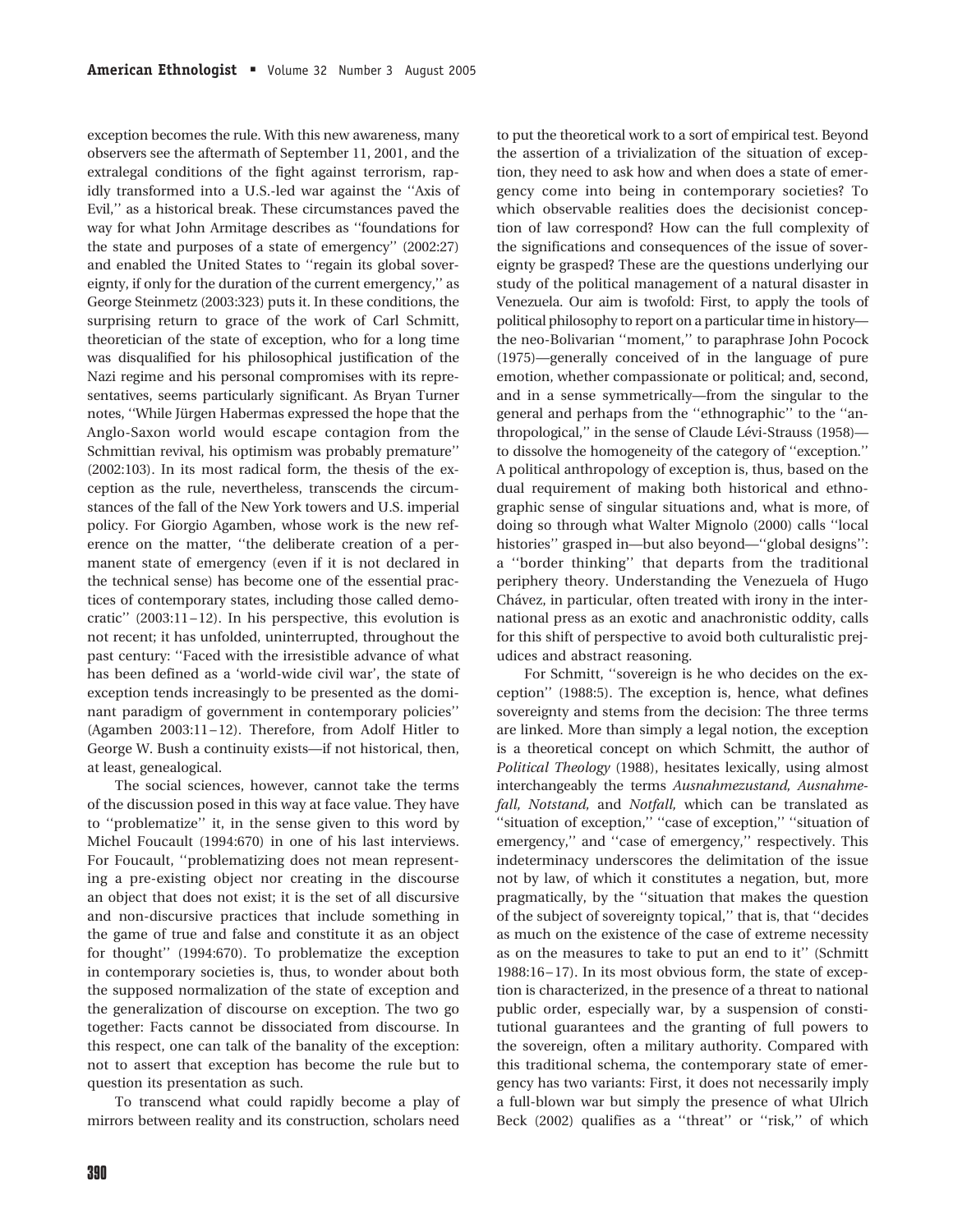exception becomes the rule. With this new awareness, many observers see the aftermath of September 11, 2001, and the extralegal conditions of the fight against terrorism, rapidly transformed into a U.S.-led war against the ''Axis of Evil,'' as a historical break. These circumstances paved the way for what John Armitage describes as ''foundations for the state and purposes of a state of emergency'' (2002:27) and enabled the United States to ''regain its global sovereignty, if only for the duration of the current emergency,'' as George Steinmetz (2003:323) puts it. In these conditions, the surprising return to grace of the work of Carl Schmitt, theoretician of the state of exception, who for a long time was disqualified for his philosophical justification of the Nazi regime and his personal compromises with its representatives, seems particularly significant. As Bryan Turner notes, ''While Jürgen Habermas expressed the hope that the Anglo-Saxon world would escape contagion from the Schmittian revival, his optimism was probably premature'' (2002:103). In its most radical form, the thesis of the exception as the rule, nevertheless, transcends the circumstances of the fall of the New York towers and U.S. imperial policy. For Giorgio Agamben, whose work is the new reference on the matter, ''the deliberate creation of a permanent state of emergency (even if it is not declared in the technical sense) has become one of the essential practices of contemporary states, including those called democratic'' (2003:11–12). In his perspective, this evolution is not recent; it has unfolded, uninterrupted, throughout the past century: ''Faced with the irresistible advance of what has been defined as a 'world-wide civil war', the state of exception tends increasingly to be presented as the dominant paradigm of government in contemporary policies'' (Agamben 2003:11–12). Therefore, from Adolf Hitler to George W. Bush a continuity exists—if not historical, then, at least, genealogical.

The social sciences, however, cannot take the terms of the discussion posed in this way at face value. They have to ''problematize'' it, in the sense given to this word by Michel Foucault (1994:670) in one of his last interviews. For Foucault, ''problematizing does not mean representing a pre-existing object nor creating in the discourse an object that does not exist; it is the set of all discursive and non-discursive practices that include something in the game of true and false and constitute it as an object for thought'' (1994:670). To problematize the exception in contemporary societies is, thus, to wonder about both the supposed normalization of the state of exception and the generalization of discourse on exception. The two go together: Facts cannot be dissociated from discourse. In this respect, one can talk of the banality of the exception: not to assert that exception has become the rule but to question its presentation as such.

To transcend what could rapidly become a play of mirrors between reality and its construction, scholars need to put the theoretical work to a sort of empirical test. Beyond the assertion of a trivialization of the situation of exception, they need to ask how and when does a state of emergency come into being in contemporary societies? To which observable realities does the decisionist conception of law correspond? How can the full complexity of the significations and consequences of the issue of sovereignty be grasped? These are the questions underlying our study of the political management of a natural disaster in Venezuela. Our aim is twofold: First, to apply the tools of political philosophy to report on a particular time in history—the neo-Bolivarian ''moment,'' to paraphrase John Pocock (1975)—generally conceived of in the language of pure emotion, whether compassionate or political; and, second, and in a sense symmetrically—from the singular to the general and perhaps from the ''ethnographic'' to the ''anthropological,'' in the sense of Claude Lévi-Strauss (1958)—to dissolve the homogeneity of the category of ''exception.'' A political anthropology of exception is, thus, based on the dual requirement of making both historical and ethnographic sense of singular situations and, what is more, of doing so through what Walter Mignolo (2000) calls ''local histories'' grasped in—but also beyond—''global designs'': a ''border thinking'' that departs from the traditional periphery theory. Understanding the Venezuela of Hugo Chávez, in particular, often treated with irony in the international press as an exotic and anachronistic oddity, calls for this shift of perspective to avoid both culturalistic prejudices and abstract reasoning.

For Schmitt, ''sovereign is he who decides on the exception'' (1988:5). The exception is, hence, what defines sovereignty and stems from the decision: The three terms are linked. More than simply a legal notion, the exception is a theoretical concept on which Schmitt, the author of *Political Theology* (1988), hesitates lexically, using almost interchangeably the terms *Ausnahmezustand, Ausnahmefall, Notstand,* and *Notfall,* which can be translated as ''situation of exception,'' ''case of exception,'' ''situation of emergency,'' and ''case of emergency,'' respectively. This indeterminacy underscores the delimitation of the issue not by law, of which it constitutes a negation, but, more pragmatically, by the ''situation that makes the question of the subject of sovereignty topical,'' that is, that ''decides as much on the existence of the case of extreme necessity as on the measures to take to put an end to it'' (Schmitt 1988:16–17). In its most obvious form, the state of exception is characterized, in the presence of a threat to national public order, especially war, by a suspension of constitutional guarantees and the granting of full powers to the sovereign, often a military authority. Compared with this traditional schema, the contemporary state of emergency has two variants: First, it does not necessarily imply a full-blown war but simply the presence of what Ulrich Beck (2002) qualifies as a ''threat'' or ''risk,'' of which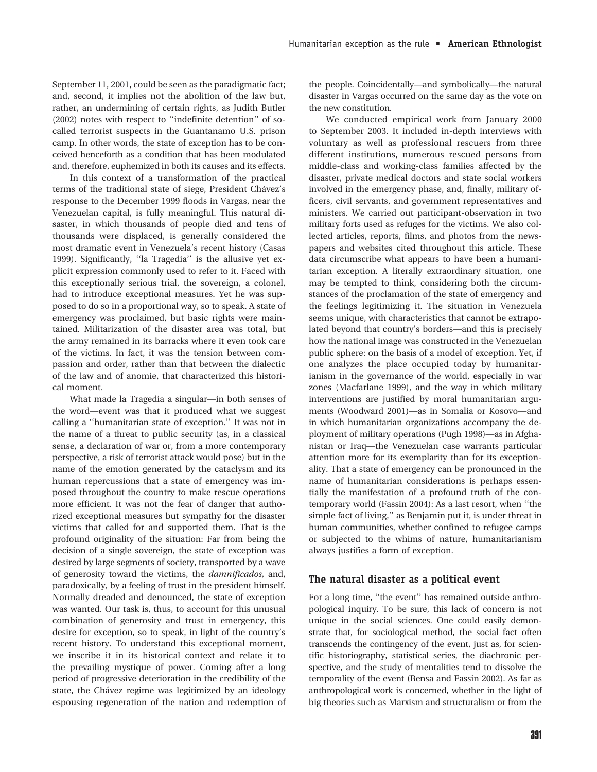September 11, 2001, could be seen as the paradigmatic fact; and, second, it implies not the abolition of the law but, rather, an undermining of certain rights, as Judith Butler (2002) notes with respect to ''indefinite detention'' of so-called terrorist suspects in the Guantanamo U.S. prison camp. In other words, the state of exception has to be conceived henceforth as a condition that has been modulated and, therefore, euphemized in both its causes and its effects.

In this context of a transformation of the practical terms of the traditional state of siege, President Chávez's response to the December 1999 floods in Vargas, near the Venezuelan capital, is fully meaningful. This natural disaster, in which thousands of people died and tens of thousands were displaced, is generally considered the most dramatic event in Venezuela's recent history (Casas 1999). Significantly, ''la Tragedia'' is the allusive yet explicit expression commonly used to refer to it. Faced with this exceptionally serious trial, the sovereign, a colonel, had to introduce exceptional measures. Yet he was supposed to do so in a proportional way, so to speak. A state of emergency was proclaimed, but basic rights were maintained. Militarization of the disaster area was total, but the army remained in its barracks where it even took care of the victims. In fact, it was the tension between compassion and order, rather than that between the dialectic of the law and of anomie, that characterized this historical moment.

What made la Tragedia a singular—in both senses of the word—event was that it produced what we suggest calling a ''humanitarian state of exception.'' It was not in the name of a threat to public security (as, in a classical sense, a declaration of war or, from a more contemporary perspective, a risk of terrorist attack would pose) but in the name of the emotion generated by the cataclysm and its human repercussions that a state of emergency was imposed throughout the country to make rescue operations more efficient. It was not the fear of danger that authorized exceptional measures but sympathy for the disaster victims that called for and supported them. That is the profound originality of the situation: Far from being the decision of a single sovereign, the state of exception was desired by large segments of society, transported by a wave of generosity toward the victims, the *damnificados*, and, paradoxically, by a feeling of trust in the president himself. Normally dreaded and denounced, the state of exception was wanted. Our task is, thus, to account for this unusual combination of generosity and trust in emergency, this desire for exception, so to speak, in light of the country's recent history. To understand this exceptional moment, we inscribe it in its historical context and relate it to the prevailing mystique of power. Coming after a long period of progressive deterioration in the credibility of the state, the Chávez regime was legitimized by an ideology espousing regeneration of the nation and redemption of the people. Coincidentally—and symbolically—the natural disaster in Vargas occurred on the same day as the vote on the new constitution.

We conducted empirical work from January 2000 to September 2003. It included in-depth interviews with voluntary as well as professional rescuers from three different institutions, numerous rescued persons from middle-class and working-class families affected by the disaster, private medical doctors and state social workers involved in the emergency phase, and, finally, military officers, civil servants, and government representatives and ministers. We carried out participant-observation in two military forts used as refuges for the victims. We also collected articles, reports, films, and photos from the newspapers and websites cited throughout this article. These data circumscribe what appears to have been a humanitarian exception. A literally extraordinary situation, one may be tempted to think, considering both the circumstances of the proclamation of the state of emergency and the feelings legitimizing it. The situation in Venezuela seems unique, with characteristics that cannot be extrapolated beyond that country's borders—and this is precisely how the national image was constructed in the Venezuelan public sphere: on the basis of a model of exception. Yet, if one analyzes the place occupied today by humanitarianism in the governance of the world, especially in war zones (Macfarlane 1999), and the way in which military interventions are justified by moral humanitarian arguments (Woodward 2001)—as in Somalia or Kosovo—and in which humanitarian organizations accompany the deployment of military operations (Pugh 1998)—as in Afghanistan or Iraq—the Venezuelan case warrants particular attention more for its exemplarity than for its exceptionality. That a state of emergency can be pronounced in the name of humanitarian considerations is perhaps essentially the manifestation of a profound truth of the contemporary world (Fassin 2004): As a last resort, when ''the simple fact of living,'' as Benjamin put it, is under threat in human communities, whether confined to refugee camps or subjected to the whims of nature, humanitarianism always justifies a form of exception.

## The natural disaster as a political event

For a long time, ''the event'' has remained outside anthropological inquiry. To be sure, this lack of concern is not unique in the social sciences. One could easily demonstrate that, for sociological method, the social fact often transcends the contingency of the event, just as, for scientific historiography, statistical series, the diachronic perspective, and the study of mentalities tend to dissolve the temporality of the event (Bensa and Fassin 2002). As far as anthropological work is concerned, whether in the light of big theories such as Marxism and structuralism or from the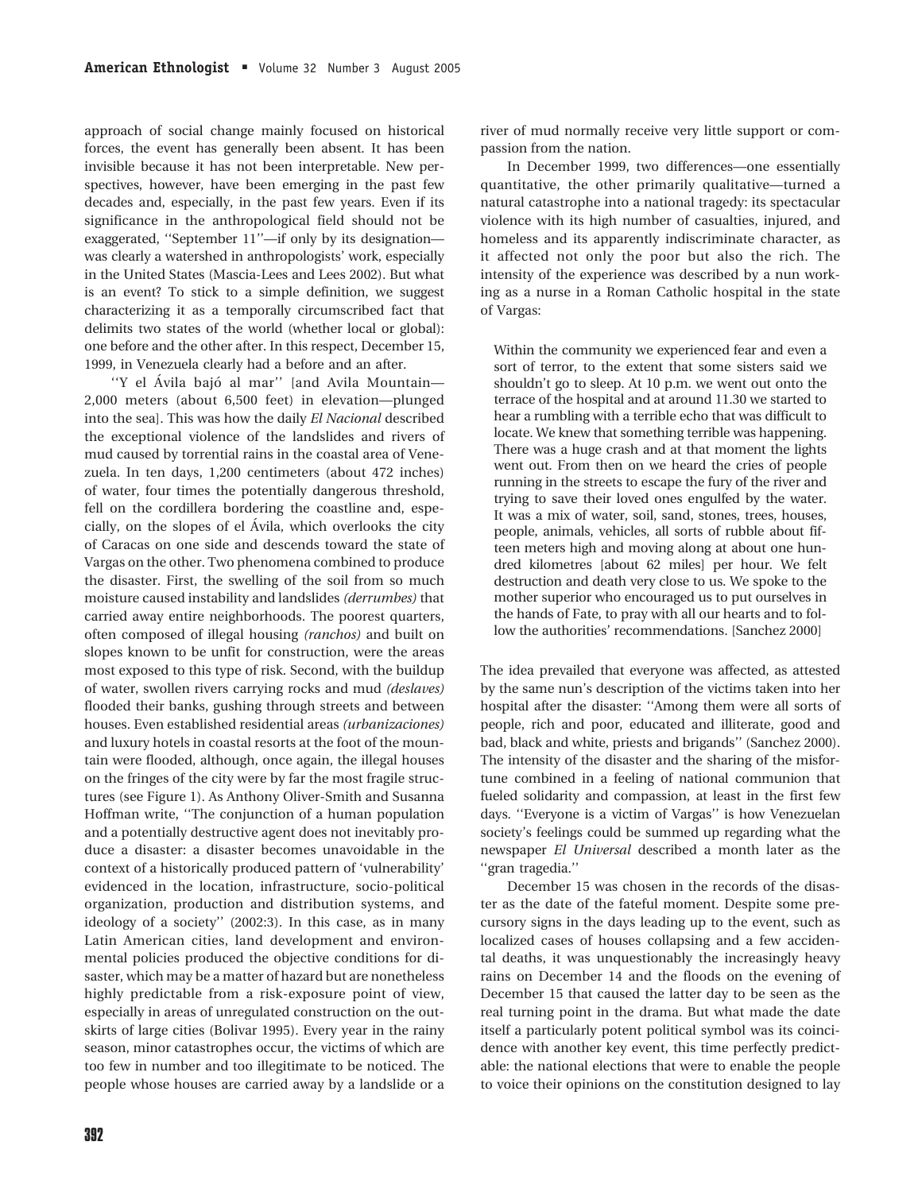approach of social change mainly focused on historical forces, the event has generally been absent. It has been invisible because it has not been interpretable. New perspectives, however, have been emerging in the past few decades and, especially, in the past few years. Even if its significance in the anthropological field should not be exaggerated, ''September 11''—if only by its designation—was clearly a watershed in anthropologists' work, especially in the United States (Mascia-Lees and Lees 2002). But what is an event? To stick to a simple definition, we suggest characterizing it as a temporally circumscribed fact that delimits two states of the world (whether local or global): one before and the other after. In this respect, December 15, 1999, in Venezuela clearly had a before and an after.

''Y el Ávila bajó al mar'' [and Avila Mountain—2,000 meters (about 6,500 feet) in elevation—plunged into the sea]. This was how the daily *El Nacional* described the exceptional violence of the landslides and rivers of mud caused by torrential rains in the coastal area of Venezuela. In ten days, 1,200 centimeters (about 472 inches) of water, four times the potentially dangerous threshold, fell on the cordillera bordering the coastline and, especially, on the slopes of el Ávila, which overlooks the city of Caracas on one side and descends toward the state of Vargas on the other. Two phenomena combined to produce the disaster. First, the swelling of the soil from so much moisture caused instability and landslides *(derrumbes)* that carried away entire neighborhoods. The poorest quarters, often composed of illegal housing *(ranchos)* and built on slopes known to be unfit for construction, were the areas most exposed to this type of risk. Second, with the buildup of water, swollen rivers carrying rocks and mud *(deslaves)* flooded their banks, gushing through streets and between houses. Even established residential areas *(urbanizaciones)* and luxury hotels in coastal resorts at the foot of the mountain were flooded, although, once again, the illegal houses on the fringes of the city were by far the most fragile structures (see Figure 1). As Anthony Oliver-Smith and Susanna Hoffman write, ''The conjunction of a human population and a potentially destructive agent does not inevitably produce a disaster: a disaster becomes unavoidable in the context of a historically produced pattern of 'vulnerability' evidenced in the location, infrastructure, socio-political organization, production and distribution systems, and ideology of a society'' (2002:3). In this case, as in many Latin American cities, land development and environmental policies produced the objective conditions for disaster, which may be a matter of hazard but are nonetheless highly predictable from a risk-exposure point of view, especially in areas of unregulated construction on the outskirts of large cities (Bolivar 1995). Every year in the rainy season, minor catastrophes occur, the victims of which are too few in number and too illegitimate to be noticed. The people whose houses are carried away by a landslide or a river of mud normally receive very little support or compassion from the nation.

In December 1999, two differences—one essentially quantitative, the other primarily qualitative—turned a natural catastrophe into a national tragedy: its spectacular violence with its high number of casualties, injured, and homeless and its apparently indiscriminate character, as it affected not only the poor but also the rich. The intensity of the experience was described by a nun working as a nurse in a Roman Catholic hospital in the state of Vargas:

> Within the community we experienced fear and even a sort of terror, to the extent that some sisters said we shouldn't go to sleep. At 10 p.m. we went out onto the terrace of the hospital and at around 11.30 we started to hear a rumbling with a terrible echo that was difficult to locate. We knew that something terrible was happening. There was a huge crash and at that moment the lights went out. From then on we heard the cries of people running in the streets to escape the fury of the river and trying to save their loved ones engulfed by the water. It was a mix of water, soil, sand, stones, trees, houses, people, animals, vehicles, all sorts of rubble about fifteen meters high and moving along at about one hundred kilometres [about 62 miles] per hour. We felt destruction and death very close to us. We spoke to the mother superior who encouraged us to put ourselves in the hands of Fate, to pray with all our hearts and to follow the authorities' recommendations. [Sanchez 2000]

The idea prevailed that everyone was affected, as attested by the same nun's description of the victims taken into her hospital after the disaster: ''Among them were all sorts of people, rich and poor, educated and illiterate, good and bad, black and white, priests and brigands'' (Sanchez 2000). The intensity of the disaster and the sharing of the misfortune combined in a feeling of national communion that fueled solidarity and compassion, at least in the first few days. ''Everyone is a victim of Vargas'' is how Venezuelan society's feelings could be summed up regarding what the newspaper *El Universal* described a month later as the ''gran tragedia.''

December 15 was chosen in the records of the disaster as the date of the fateful moment. Despite some precursory signs in the days leading up to the event, such as localized cases of houses collapsing and a few accidental deaths, it was unquestionably the increasingly heavy rains on December 14 and the floods on the evening of December 15 that caused the latter day to be seen as the real turning point in the drama. But what made the date itself a particularly potent political symbol was its coincidence with another key event, this time perfectly predictable: the national elections that were to enable the people to voice their opinions on the constitution designed to lay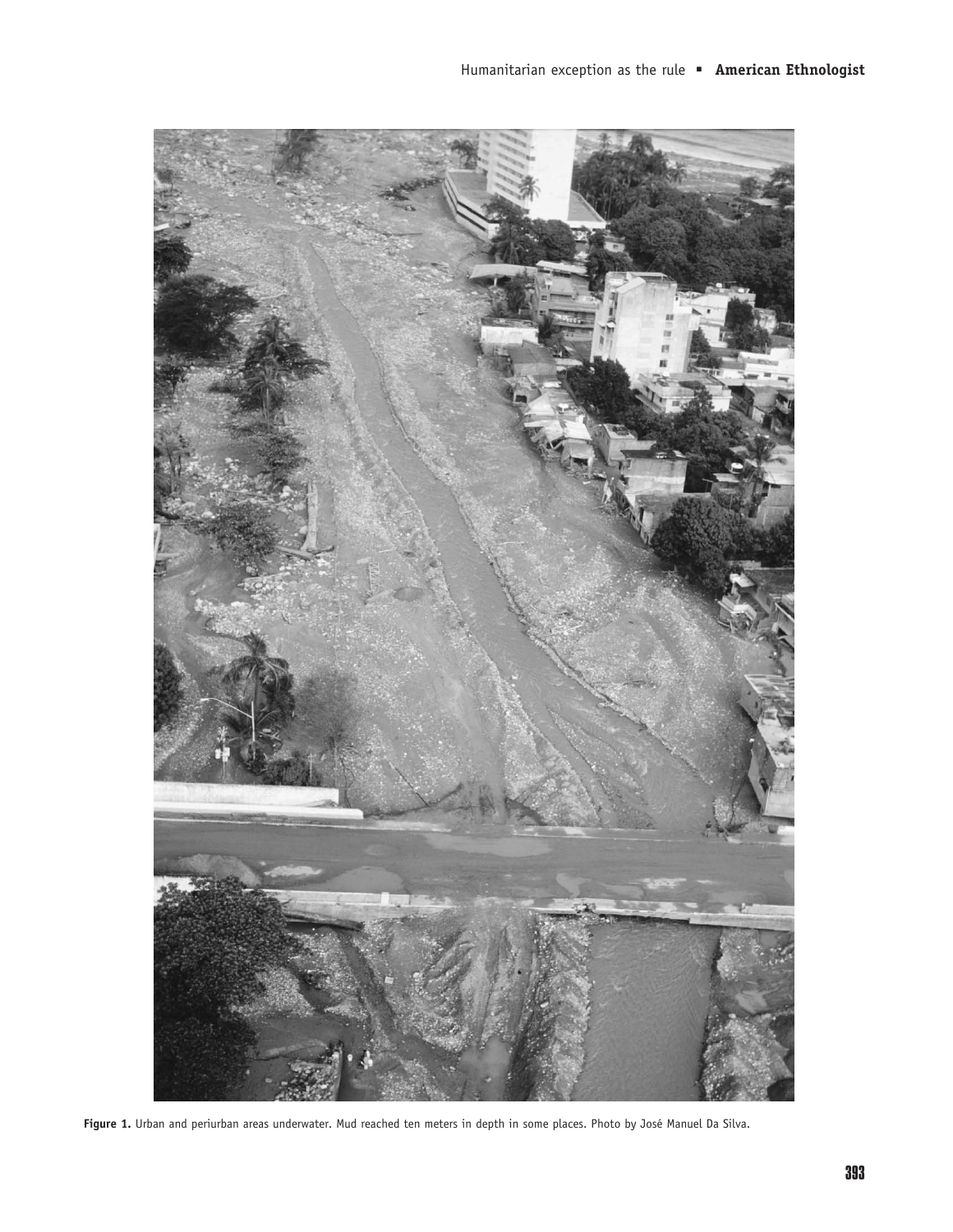Figure 1. Urban and periurban areas underwater. Mud reached ten meters in depth in some places. Photo by José Manuel Da Silva.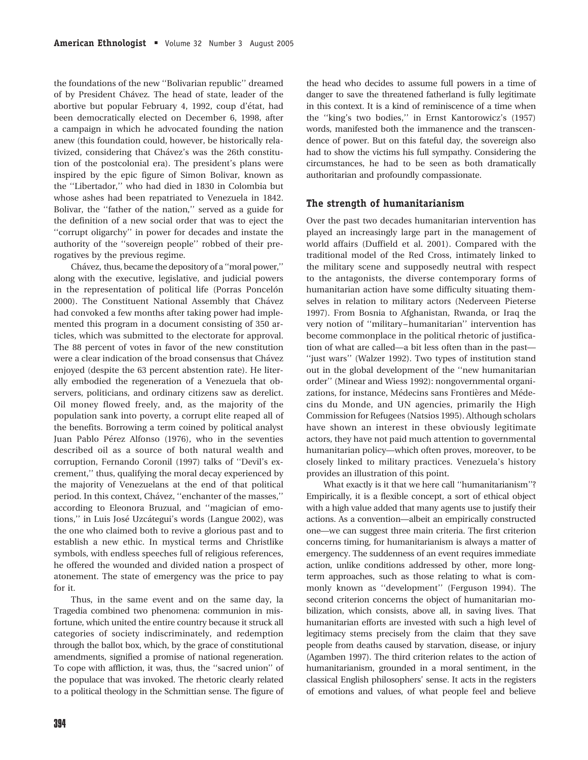the foundations of the new ''Bolivarian republic'' dreamed of by President Chávez. The head of state, leader of the abortive but popular February 4, 1992, coup d'état, had been democratically elected on December 6, 1998, after a campaign in which he advocated founding the nation anew (this foundation could, however, be historically relativized, considering that Chávez's was the 26th constitution of the postcolonial era). The president's plans were inspired by the epic figure of Simon Bolivar, known as the ''Libertador,'' who had died in 1830 in Colombia but whose ashes had been repatriated to Venezuela in 1842. Bolivar, the ''father of the nation,'' served as a guide for the definition of a new social order that was to eject the ''corrupt oligarchy'' in power for decades and instate the authority of the ''sovereign people'' robbed of their prerogatives by the previous regime.

Chávez, thus, became the depository of a ''moral power,'' along with the executive, legislative, and judicial powers in the representation of political life (Porras Poncelón 2000). The Constituent National Assembly that Chávez had convoked a few months after taking power had implemented this program in a document consisting of 350 articles, which was submitted to the electorate for approval. The 88 percent of votes in favor of the new constitution were a clear indication of the broad consensus that Chávez enjoyed (despite the 63 percent abstention rate). He literally embodied the regeneration of a Venezuela that observers, politicians, and ordinary citizens saw as derelict. Oil money flowed freely, and, as the majority of the population sank into poverty, a corrupt elite reaped all of the benefits. Borrowing a term coined by political analyst Juan Pablo Pérez Alfonso (1976), who in the seventies described oil as a source of both natural wealth and corruption, Fernando Coronil (1997) talks of ''Devil's excrement,'' thus, qualifying the moral decay experienced by the majority of Venezuelans at the end of that political period. In this context, Chávez, ''enchanter of the masses,'' according to Eleonora Bruzual, and ''magician of emotions,'' in Luis José Uzcátegui's words (Langue 2002), was the one who claimed both to revive a glorious past and to establish a new ethic. In mystical terms and Christlike symbols, with endless speeches full of religious references, he offered the wounded and divided nation a prospect of atonement. The state of emergency was the price to pay for it.

Thus, in the same event and on the same day, la Tragedia combined two phenomena: communion in misfortune, which united the entire country because it struck all categories of society indiscriminately, and redemption through the ballot box, which, by the grace of constitutional amendments, signified a promise of national regeneration. To cope with affliction, it was, thus, the ''sacred union'' of the populace that was invoked. The rhetoric clearly related to a political theology in the Schmittian sense. The figure of the head who decides to assume full powers in a time of danger to save the threatened fatherland is fully legitimate in this context. It is a kind of reminiscence of a time when the ''king's two bodies,'' in Ernst Kantorowicz's (1957) words, manifested both the immanence and the transcendence of power. But on this fateful day, the sovereign also had to show the victims his full sympathy. Considering the circumstances, he had to be seen as both dramatically authoritarian and profoundly compassionate.

## The strength of humanitarianism

Over the past two decades humanitarian intervention has played an increasingly large part in the management of world affairs (Duffield et al. 2001). Compared with the traditional model of the Red Cross, intimately linked to the military scene and supposedly neutral with respect to the antagonists, the diverse contemporary forms of humanitarian action have some difficulty situating themselves in relation to military actors (Nederveen Pieterse 1997). From Bosnia to Afghanistan, Rwanda, or Iraq the very notion of ''military–humanitarian'' intervention has become commonplace in the political rhetoric of justification of what are called—a bit less often than in the past—''just wars'' (Walzer 1992). Two types of institution stand out in the global development of the ''new humanitarian order'' (Minear and Wiess 1992): nongovernmental organizations, for instance, Médecins sans Frontières and Médecins du Monde, and UN agencies, primarily the High Commission for Refugees (Natsios 1995). Although scholars have shown an interest in these obviously legitimate actors, they have not paid much attention to governmental humanitarian policy—which often proves, moreover, to be closely linked to military practices. Venezuela's history provides an illustration of this point.

What exactly is it that we here call ''humanitarianism''? Empirically, it is a flexible concept, a sort of ethical object with a high value added that many agents use to justify their actions. As a convention—albeit an empirically constructed one—we can suggest three main criteria. The first criterion concerns timing, for humanitarianism is always a matter of emergency. The suddenness of an event requires immediate action, unlike conditions addressed by other, more long-term approaches, such as those relating to what is commonly known as ''development'' (Ferguson 1994). The second criterion concerns the object of humanitarian mobilization, which consists, above all, in saving lives. That humanitarian efforts are invested with such a high level of legitimacy stems precisely from the claim that they save people from deaths caused by starvation, disease, or injury (Agamben 1997). The third criterion relates to the action of humanitarianism, grounded in a moral sentiment, in the classical English philosophers' sense. It acts in the registers of emotions and values, of what people feel and believe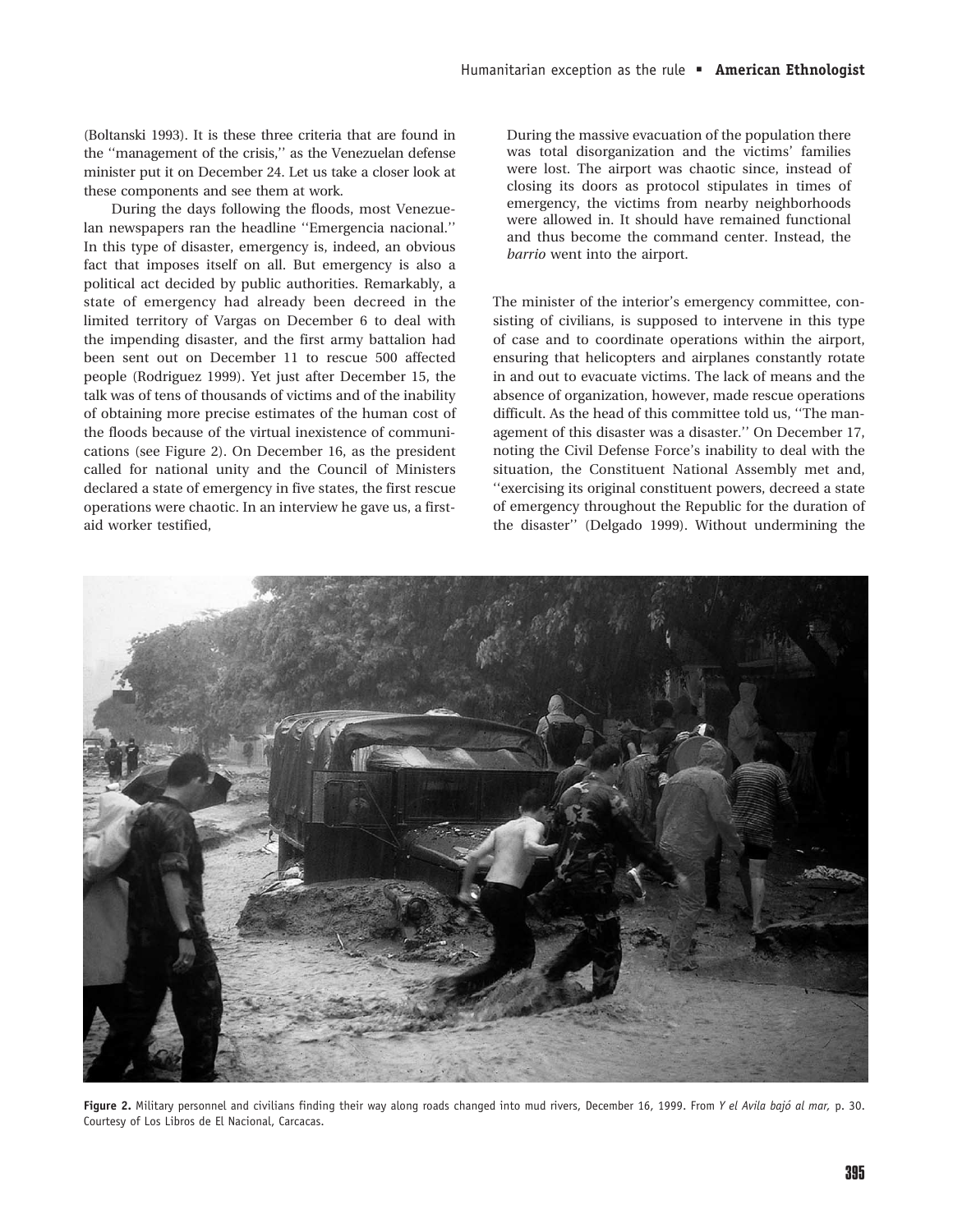(Boltanski 1993). It is these three criteria that are found in the ''management of the crisis,'' as the Venezuelan defense minister put it on December 24. Let us take a closer look at these components and see them at work.

During the days following the floods, most Venezuelan newspapers ran the headline ''Emergencia nacional.'' In this type of disaster, emergency is, indeed, an obvious fact that imposes itself on all. But emergency is also a political act decided by public authorities. Remarkably, a state of emergency had already been decreed in the limited territory of Vargas on December 6 to deal with the impending disaster, and the first army battalion had been sent out on December 11 to rescue 500 affected people (Rodriguez 1999). Yet just after December 15, the talk was of tens of thousands of victims and of the inability of obtaining more precise estimates of the human cost of the floods because of the virtual inexistence of communications (see Figure 2). On December 16, as the president called for national unity and the Council of Ministers declared a state of emergency in five states, the first rescue operations were chaotic. In an interview he gave us, a first-aid worker testified,

> During the massive evacuation of the population there was total disorganization and the victims' families were lost. The airport was chaotic since, instead of closing its doors as protocol stipulates in times of emergency, the victims from nearby neighborhoods were allowed in. It should have remained functional and thus become the command center. Instead, the *barrio* went into the airport.

The minister of the interior's emergency committee, consisting of civilians, is supposed to intervene in this type of case and to coordinate operations within the airport, ensuring that helicopters and airplanes constantly rotate in and out to evacuate victims. The lack of means and the absence of organization, however, made rescue operations difficult. As the head of this committee told us, ''The management of this disaster was a disaster.'' On December 17, noting the Civil Defense Force's inability to deal with the situation, the Constituent National Assembly met and, ''exercising its original constituent powers, decreed a state of emergency throughout the Republic for the duration of the disaster'' (Delgado 1999). Without undermining the

**Figure 2.** Military personnel and civilians finding their way along roads changed into mud rivers, December 16, 1999. From *Y el Avila bajó al mar,* p. 30. Courtesy of Los Libros de El Nacional, Carcacas.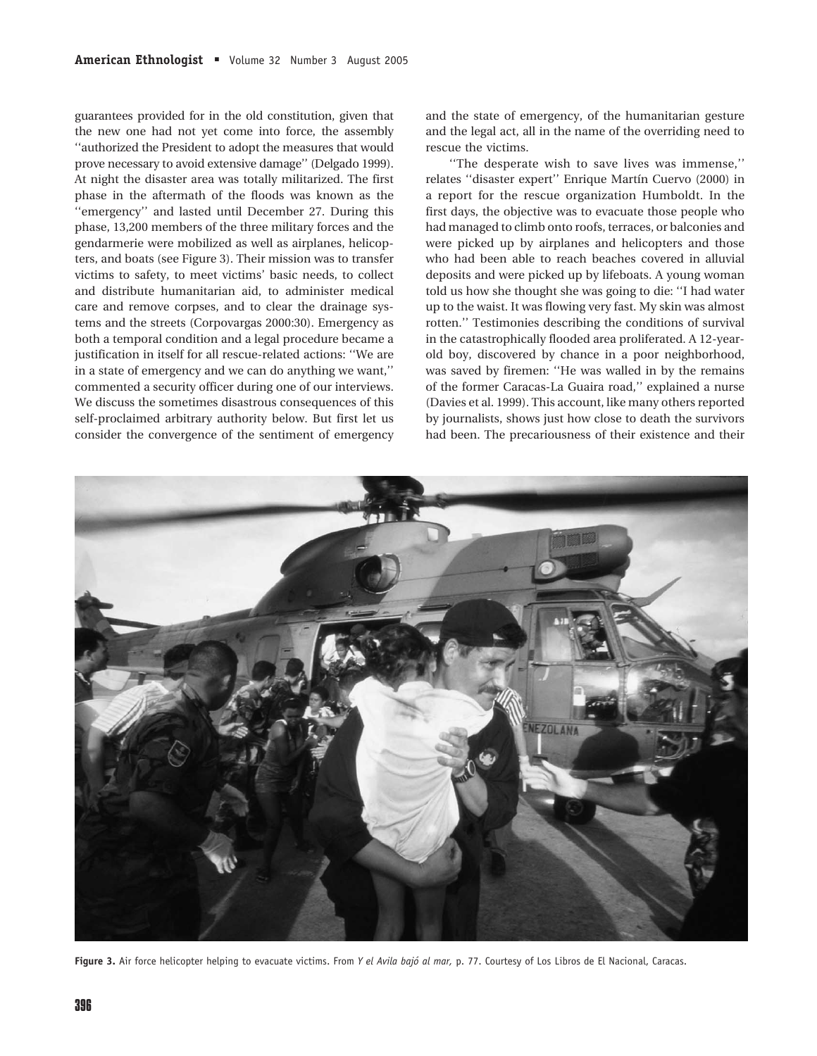guarantees provided for in the old constitution, given that the new one had not yet come into force, the assembly ''authorized the President to adopt the measures that would prove necessary to avoid extensive damage'' (Delgado 1999). At night the disaster area was totally militarized. The first phase in the aftermath of the floods was known as the ''emergency'' and lasted until December 27. During this phase, 13,200 members of the three military forces and the gendarmerie were mobilized as well as airplanes, helicopters, and boats (see Figure 3). Their mission was to transfer victims to safety, to meet victims' basic needs, to collect and distribute humanitarian aid, to administer medical care and remove corpses, and to clear the drainage systems and the streets (Corpovargas 2000:30). Emergency as both a temporal condition and a legal procedure became a justification in itself for all rescue-related actions: ''We are in a state of emergency and we can do anything we want,'' commented a security officer during one of our interviews. We discuss the sometimes disastrous consequences of this self-proclaimed arbitrary authority below. But first let us consider the convergence of the sentiment of emergency and the state of emergency, of the humanitarian gesture and the legal act, all in the name of the overriding need to rescue the victims.

''The desperate wish to save lives was immense,'' relates ''disaster expert'' Enrique Martín Cuervo (2000) in a report for the rescue organization Humboldt. In the first days, the objective was to evacuate those people who had managed to climb onto roofs, terraces, or balconies and were picked up by airplanes and helicopters and those who had been able to reach beaches covered in alluvial deposits and were picked up by lifeboats. A young woman told us how she thought she was going to die: ''I had water up to the waist. It was flowing very fast. My skin was almost rotten.'' Testimonies describing the conditions of survival in the catastrophically flooded area proliferated. A 12-year-old boy, discovered by chance in a poor neighborhood, was saved by firemen: ''He was walled in by the remains of the former Caracas-La Guaira road,'' explained a nurse (Davies et al. 1999). This account, like many others reported by journalists, shows just how close to death the survivors had been. The precariousness of their existence and their

**Figure 3.** Air force helicopter helping to evacuate victims. From *Y el Avila bajó al mar,* p. 77. Courtesy of Los Libros de El Nacional, Caracas.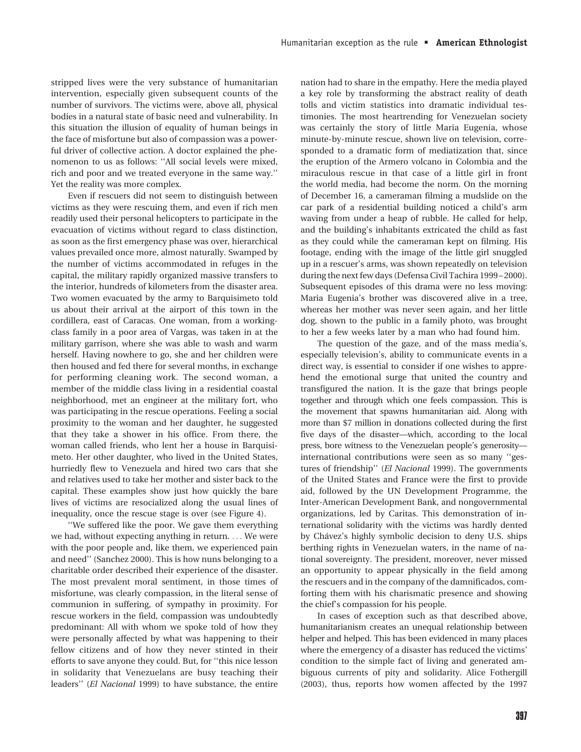stripped lives were the very substance of humanitarian intervention, especially given subsequent counts of the number of survivors. The victims were, above all, physical bodies in a natural state of basic need and vulnerability. In this situation the illusion of equality of human beings in the face of misfortune but also of compassion was a powerful driver of collective action. A doctor explained the phenomenon to us as follows: ''All social levels were mixed, rich and poor and we treated everyone in the same way.'' Yet the reality was more complex.

Even if rescuers did not seem to distinguish between victims as they were rescuing them, and even if rich men readily used their personal helicopters to participate in the evacuation of victims without regard to class distinction, as soon as the first emergency phase was over, hierarchical values prevailed once more, almost naturally. Swamped by the number of victims accommodated in refuges in the capital, the military rapidly organized massive transfers to the interior, hundreds of kilometers from the disaster area. Two women evacuated by the army to Barquisimeto told us about their arrival at the airport of this town in the cordillera, east of Caracas. One woman, from a working-class family in a poor area of Vargas, was taken in at the military garrison, where she was able to wash and warm herself. Having nowhere to go, she and her children were then housed and fed there for several months, in exchange for performing cleaning work. The second woman, a member of the middle class living in a residential coastal neighborhood, met an engineer at the military fort, who was participating in the rescue operations. Feeling a social proximity to the woman and her daughter, he suggested that they take a shower in his office. From there, the woman called friends, who lent her a house in Barquisimeto. Her other daughter, who lived in the United States, hurriedly flew to Venezuela and hired two cars that she and relatives used to take her mother and sister back to the capital. These examples show just how quickly the bare lives of victims are resocialized along the usual lines of inequality, once the rescue stage is over (see Figure 4).

''We suffered like the poor. We gave them everything we had, without expecting anything in return. . . . We were with the poor people and, like them, we experienced pain and need'' (Sanchez 2000). This is how nuns belonging to a charitable order described their experience of the disaster. The most prevalent moral sentiment, in those times of misfortune, was clearly compassion, in the literal sense of communion in suffering, of sympathy in proximity. For rescue workers in the field, compassion was undoubtedly predominant: All with whom we spoke told of how they were personally affected by what was happening to their fellow citizens and of how they never stinted in their efforts to save anyone they could. But, for ''this nice lesson in solidarity that Venezuelans are busy teaching their leaders'' (*El Nacional* 1999) to have substance, the entire nation had to share in the empathy. Here the media played a key role by transforming the abstract reality of death tolls and victim statistics into dramatic individual testimonies. The most heartrending for Venezuelan society was certainly the story of little Maria Eugenia, whose minute-by-minute rescue, shown live on television, corresponded to a dramatic form of mediatization that, since the eruption of the Armero volcano in Colombia and the miraculous rescue in that case of a little girl in front the world media, had become the norm. On the morning of December 16, a cameraman filming a mudslide on the car park of a residential building noticed a child's arm waving from under a heap of rubble. He called for help, and the building's inhabitants extricated the child as fast as they could while the cameraman kept on filming. His footage, ending with the image of the little girl snuggled up in a rescuer's arms, was shown repeatedly on television during the next few days (Defensa Civil Tachira 1999–2000). Subsequent episodes of this drama were no less moving: Maria Eugenia's brother was discovered alive in a tree, whereas her mother was never seen again, and her little dog, shown to the public in a family photo, was brought to her a few weeks later by a man who had found him.

The question of the gaze, and of the mass media's, especially television's, ability to communicate events in a direct way, is essential to consider if one wishes to apprehend the emotional surge that united the country and transfigured the nation. It is the gaze that brings people together and through which one feels compassion. This is the movement that spawns humanitarian aid. Along with more than \$7 million in donations collected during the first five days of the disaster—which, according to the local press, bore witness to the Venezuelan people's generosity—international contributions were seen as so many ''gestures of friendship'' (*El Nacional* 1999). The governments of the United States and France were the first to provide aid, followed by the UN Development Programme, the Inter-American Development Bank, and nongovernmental organizations, led by Caritas. This demonstration of international solidarity with the victims was hardly dented by Chávez's highly symbolic decision to deny U.S. ships berthing rights in Venezuelan waters, in the name of national sovereignty. The president, moreover, never missed an opportunity to appear physically in the field among the rescuers and in the company of the damnificados, comforting them with his charismatic presence and showing the chief's compassion for his people.

In cases of exception such as that described above, humanitarianism creates an unequal relationship between helper and helped. This has been evidenced in many places where the emergency of a disaster has reduced the victims' condition to the simple fact of living and generated ambiguous currents of pity and solidarity. Alice Fothergill (2003), thus, reports how women affected by the 1997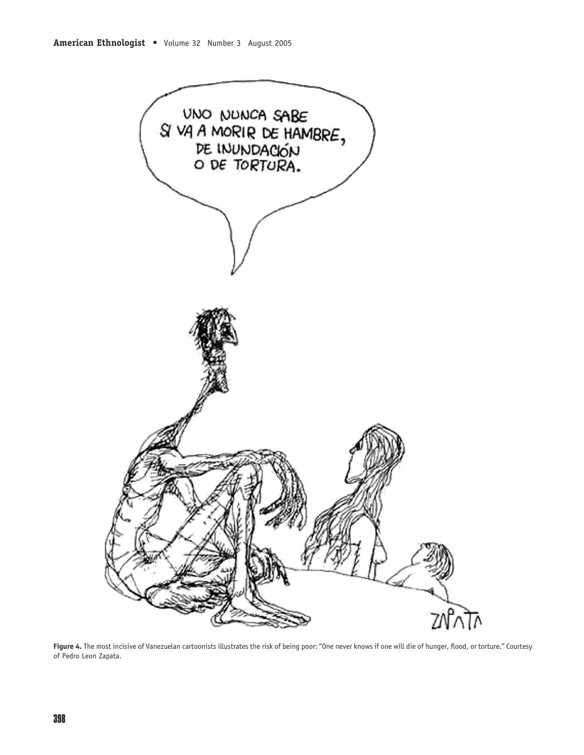**Figure 4.** The most incisive of Vanezuelan cartoonists illustrates the risk of being poor: "One never knows if one will die of hunger, flood, or torture." Courtesy of Pedro Leon Zapata.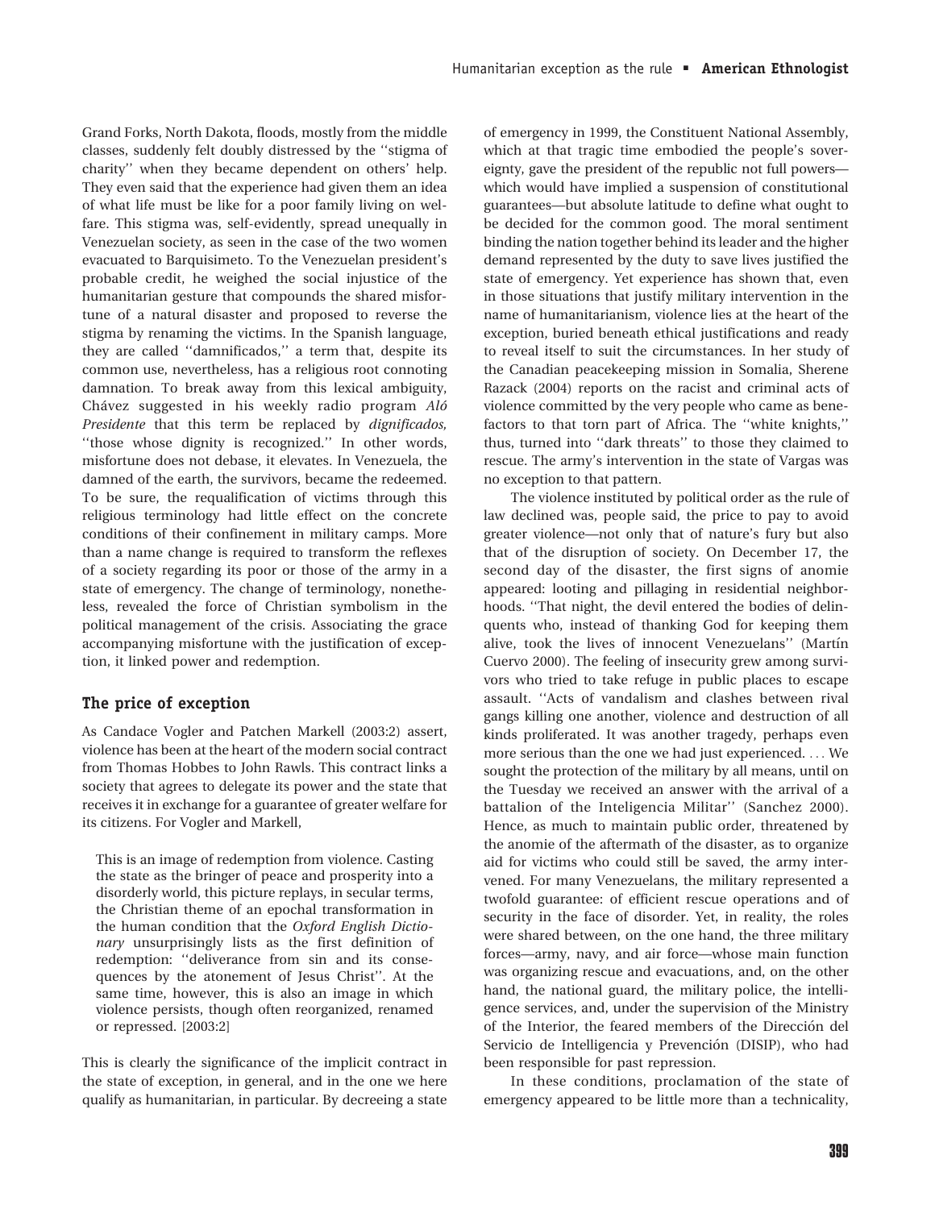Grand Forks, North Dakota, floods, mostly from the middle classes, suddenly felt doubly distressed by the ''stigma of charity'' when they became dependent on others' help. They even said that the experience had given them an idea of what life must be like for a poor family living on welfare. This stigma was, self-evidently, spread unequally in Venezuelan society, as seen in the case of the two women evacuated to Barquisimeto. To the Venezuelan president's probable credit, he weighed the social injustice of the humanitarian gesture that compounds the shared misfortune of a natural disaster and proposed to reverse the stigma by renaming the victims. In the Spanish language, they are called ''damnificados,'' a term that, despite its common use, nevertheless, has a religious root connoting damnation. To break away from this lexical ambiguity, Chávez suggested in his weekly radio program *Aló Presidente* that this term be replaced by *dignificados,* ''those whose dignity is recognized.'' In other words, misfortune does not debase, it elevates. In Venezuela, the damned of the earth, the survivors, became the redeemed. To be sure, the requalification of victims through this religious terminology had little effect on the concrete conditions of their confinement in military camps. More than a name change is required to transform the reflexes of a society regarding its poor or those of the army in a state of emergency. The change of terminology, nonetheless, revealed the force of Christian symbolism in the political management of the crisis. Associating the grace accompanying misfortune with the justification of exception, it linked power and redemption.

## The price of exception

As Candace Vogler and Patchen Markell (2003:2) assert, violence has been at the heart of the modern social contract from Thomas Hobbes to John Rawls. This contract links a society that agrees to delegate its power and the state that receives it in exchange for a guarantee of greater welfare for its citizens. For Vogler and Markell,

> This is an image of redemption from violence. Casting the state as the bringer of peace and prosperity into a disorderly world, this picture replays, in secular terms, the Christian theme of an epochal transformation in the human condition that the *Oxford English Dictionary* unsurprisingly lists as the first definition of redemption: ''deliverance from sin and its consequences by the atonement of Jesus Christ''. At the same time, however, this is also an image in which violence persists, though often reorganized, renamed or repressed. [2003:2]

This is clearly the significance of the implicit contract in the state of exception, in general, and in the one we here qualify as humanitarian, in particular. By decreeing a state of emergency in 1999, the Constituent National Assembly, which at that tragic time embodied the people's sovereignty, gave the president of the republic not full powers—which would have implied a suspension of constitutional guarantees—but absolute latitude to define what ought to be decided for the common good. The moral sentiment binding the nation together behind its leader and the higher demand represented by the duty to save lives justified the state of emergency. Yet experience has shown that, even in those situations that justify military intervention in the name of humanitarianism, violence lies at the heart of the exception, buried beneath ethical justifications and ready to reveal itself to suit the circumstances. In her study of the Canadian peacekeeping mission in Somalia, Sherene Razack (2004) reports on the racist and criminal acts of violence committed by the very people who came as benefactors to that torn part of Africa. The ''white knights,'' thus, turned into ''dark threats'' to those they claimed to rescue. The army's intervention in the state of Vargas was no exception to that pattern.

The violence instituted by political order as the rule of law declined was, people said, the price to pay to avoid greater violence—not only that of nature's fury but also that of the disruption of society. On December 17, the second day of the disaster, the first signs of anomie appeared: looting and pillaging in residential neighborhoods. ''That night, the devil entered the bodies of delinquents who, instead of thanking God for keeping them alive, took the lives of innocent Venezuelans'' (Martín Cuervo 2000). The feeling of insecurity grew among survivors who tried to take refuge in public places to escape assault. ''Acts of vandalism and clashes between rival gangs killing one another, violence and destruction of all kinds proliferated. It was another tragedy, perhaps even more serious than the one we had just experienced. ... We sought the protection of the military by all means, until on the Tuesday we received an answer with the arrival of a battalion of the Inteligencia Militar'' (Sanchez 2000). Hence, as much to maintain public order, threatened by the anomie of the aftermath of the disaster, as to organize aid for victims who could still be saved, the army intervened. For many Venezuelans, the military represented a twofold guarantee: of efficient rescue operations and of security in the face of disorder. Yet, in reality, the roles were shared between, on the one hand, the three military forces—army, navy, and air force—whose main function was organizing rescue and evacuations, and, on the other hand, the national guard, the military police, the intelligence services, and, under the supervision of the Ministry of the Interior, the feared members of the Dirección del Servicio de Intelligencia y Prevención (DISIP), who had been responsible for past repression.

In these conditions, proclamation of the state of emergency appeared to be little more than a technicality,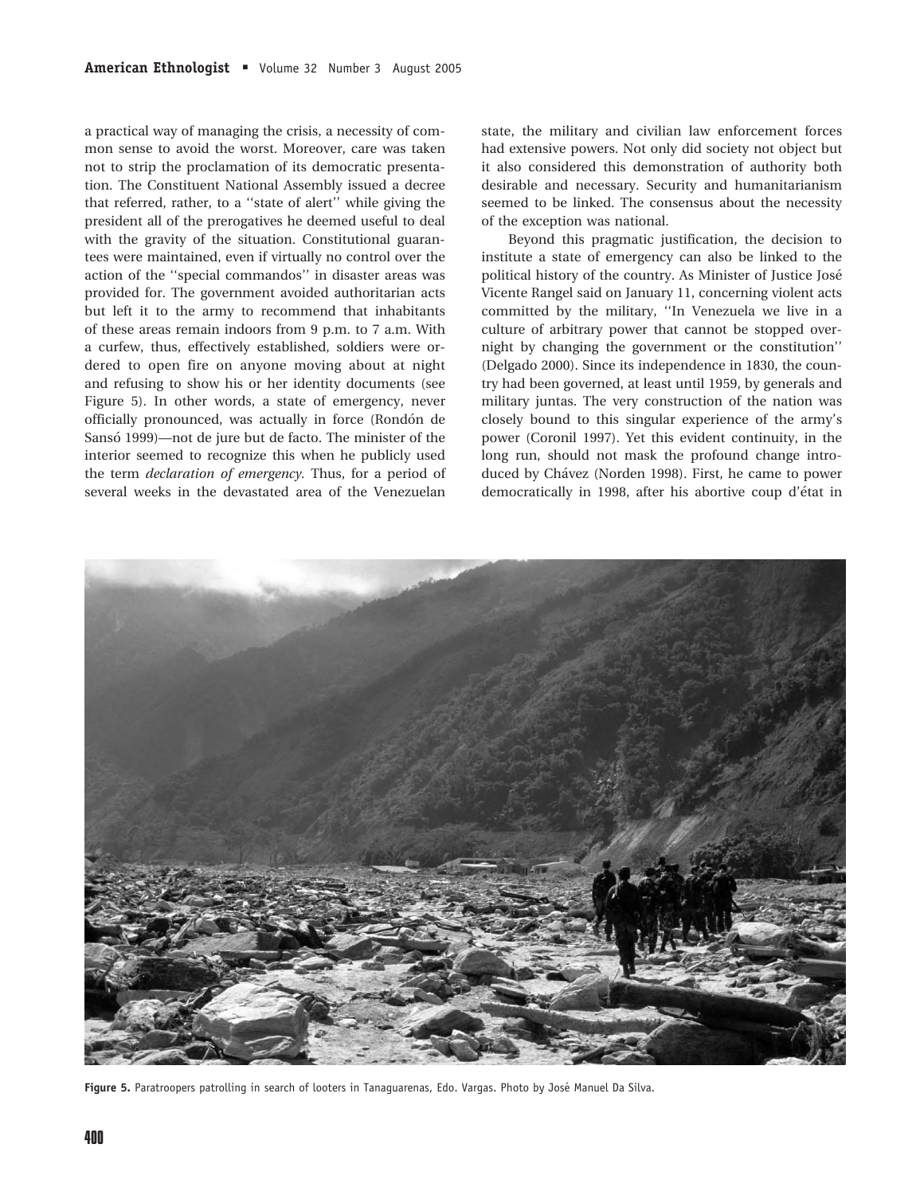a practical way of managing the crisis, a necessity of common sense to avoid the worst. Moreover, care was taken not to strip the proclamation of its democratic presentation. The Constituent National Assembly issued a decree that referred, rather, to a ''state of alert'' while giving the president all of the prerogatives he deemed useful to deal with the gravity of the situation. Constitutional guarantees were maintained, even if virtually no control over the action of the ''special commandos'' in disaster areas was provided for. The government avoided authoritarian acts but left it to the army to recommend that inhabitants of these areas remain indoors from 9 p.m. to 7 a.m. With a curfew, thus, effectively established, soldiers were ordered to open fire on anyone moving about at night and refusing to show his or her identity documents (see Figure 5). In other words, a state of emergency, never officially pronounced, was actually in force (Rondón de Sansó 1999)—not de jure but de facto. The minister of the interior seemed to recognize this when he publicly used the term *declaration of emergency*. Thus, for a period of several weeks in the devastated area of the Venezuelan state, the military and civilian law enforcement forces had extensive powers. Not only did society not object but it also considered this demonstration of authority both desirable and necessary. Security and humanitarianism seemed to be linked. The consensus about the necessity of the exception was national.

Beyond this pragmatic justification, the decision to institute a state of emergency can also be linked to the political history of the country. As Minister of Justice José Vicente Rangel said on January 11, concerning violent acts committed by the military, ''In Venezuela we live in a culture of arbitrary power that cannot be stopped overnight by changing the government or the constitution'' (Delgado 2000). Since its independence in 1830, the country had been governed, at least until 1959, by generals and military juntas. The very construction of the nation was closely bound to this singular experience of the army's power (Coronil 1997). Yet this evident continuity, in the long run, should not mask the profound change introduced by Chávez (Norden 1998). First, he came to power democratically in 1998, after his abortive coup d'état in

**Figure 5.** Paratroopers patrolling in search of looters in Tanaguarenas, Edo. Vargas. Photo by José Manuel Da Silva.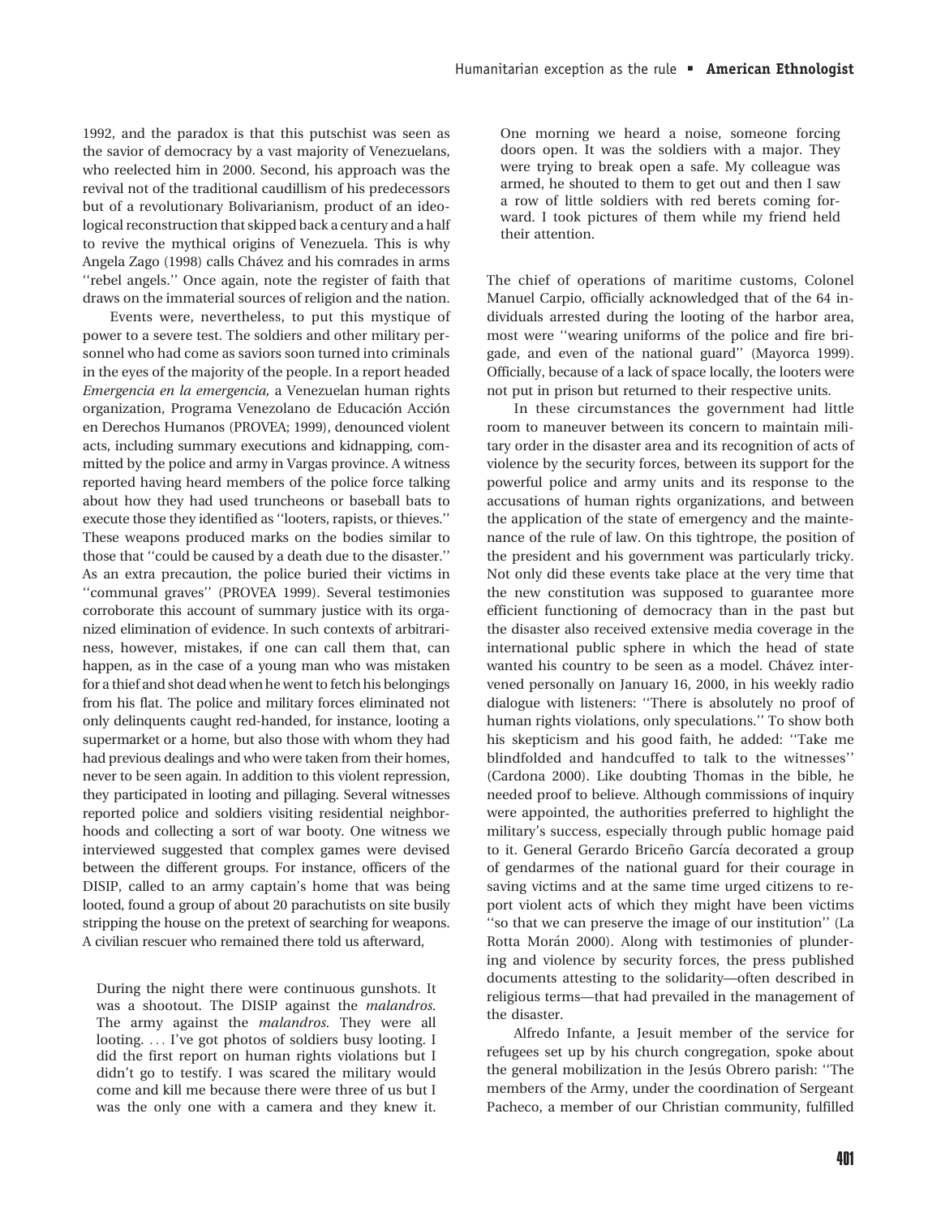1992, and the paradox is that this putschist was seen as the savior of democracy by a vast majority of Venezuelans, who reelected him in 2000. Second, his approach was the revival not of the traditional caudillism of his predecessors but of a revolutionary Bolivarianism, product of an ideological reconstruction that skipped back a century and a half to revive the mythical origins of Venezuela. This is why Angela Zago (1998) calls Chávez and his comrades in arms ''rebel angels.'' Once again, note the register of faith that draws on the immaterial sources of religion and the nation.

Events were, nevertheless, to put this mystique of power to a severe test. The soldiers and other military personnel who had come as saviors soon turned into criminals in the eyes of the majority of the people. In a report headed *Emergencia en la emergencia,* a Venezuelan human rights organization, Programa Venezolano de Educación Acción en Derechos Humanos (PROVEA; 1999), denounced violent acts, including summary executions and kidnapping, committed by the police and army in Vargas province. A witness reported having heard members of the police force talking about how they had used truncheons or baseball bats to execute those they identified as ''looters, rapists, or thieves.'' These weapons produced marks on the bodies similar to those that ''could be caused by a death due to the disaster.'' As an extra precaution, the police buried their victims in ''communal graves'' (PROVEA 1999). Several testimonies corroborate this account of summary justice with its organized elimination of evidence. In such contexts of arbitrariness, however, mistakes, if one can call them that, can happen, as in the case of a young man who was mistaken for a thief and shot dead when he went to fetch his belongings from his flat. The police and military forces eliminated not only delinquents caught red-handed, for instance, looting a supermarket or a home, but also those with whom they had had previous dealings and who were taken from their homes, never to be seen again. In addition to this violent repression, they participated in looting and pillaging. Several witnesses reported police and soldiers visiting residential neighborhoods and collecting a sort of war booty. One witness we interviewed suggested that complex games were devised between the different groups. For instance, officers of the DISIP, called to an army captain's home that was being looted, found a group of about 20 parachutists on site busily stripping the house on the pretext of searching for weapons. A civilian rescuer who remained there told us afterward,

> During the night there were continuous gunshots. It was a shootout. The DISIP against the *malandros.* The army against the *malandros.* They were all looting. ... I've got photos of soldiers busy looting. I did the first report on human rights violations but I didn't go to testify. I was scared the military would come and kill me because there were three of us but I was the only one with a camera and they knew it. One morning we heard a noise, someone forcing doors open. It was the soldiers with a major. They were trying to break open a safe. My colleague was armed, he shouted to them to get out and then I saw a row of little soldiers with red berets coming forward. I took pictures of them while my friend held their attention.

The chief of operations of maritime customs, Colonel Manuel Carpio, officially acknowledged that of the 64 individuals arrested during the looting of the harbor area, most were ''wearing uniforms of the police and fire brigade, and even of the national guard'' (Mayorca 1999). Officially, because of a lack of space locally, the looters were not put in prison but returned to their respective units.

In these circumstances the government had little room to maneuver between its concern to maintain military order in the disaster area and its recognition of acts of violence by the security forces, between its support for the powerful police and army units and its response to the accusations of human rights organizations, and between the application of the state of emergency and the maintenance of the rule of law. On this tightrope, the position of the president and his government was particularly tricky. Not only did these events take place at the very time that the new constitution was supposed to guarantee more efficient functioning of democracy than in the past but the disaster also received extensive media coverage in the international public sphere in which the head of state wanted his country to be seen as a model. Chávez intervened personally on January 16, 2000, in his weekly radio dialogue with listeners: ''There is absolutely no proof of human rights violations, only speculations.'' To show both his skepticism and his good faith, he added: ''Take me blindfolded and handcuffed to talk to the witnesses'' (Cardona 2000). Like doubting Thomas in the bible, he needed proof to believe. Although commissions of inquiry were appointed, the authorities preferred to highlight the military's success, especially through public homage paid to it. General Gerardo Briceño García decorated a group of gendarmes of the national guard for their courage in saving victims and at the same time urged citizens to report violent acts of which they might have been victims ''so that we can preserve the image of our institution'' (La Rotta Morán 2000). Along with testimonies of plundering and violence by security forces, the press published documents attesting to the solidarity—often described in religious terms—that had prevailed in the management of the disaster.

Alfredo Infante, a Jesuit member of the service for refugees set up by his church congregation, spoke about the general mobilization in the Jesús Obrero parish: ''The members of the Army, under the coordination of Sergeant Pacheco, a member of our Christian community, fulfilled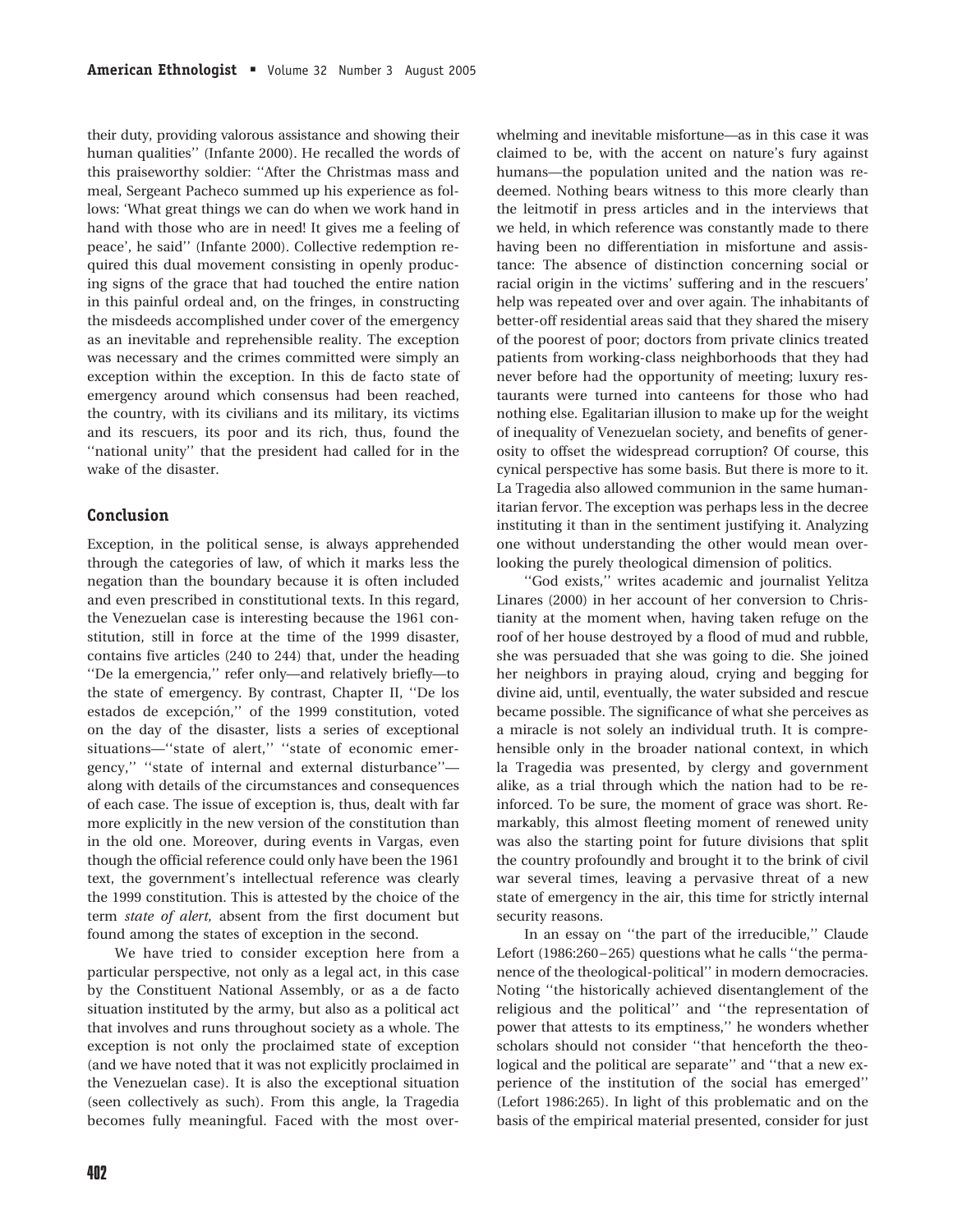their duty, providing valorous assistance and showing their human qualities'' (Infante 2000). He recalled the words of this praiseworthy soldier: ''After the Christmas mass and meal, Sergeant Pacheco summed up his experience as follows: 'What great things we can do when we work hand in hand with those who are in need! It gives me a feeling of peace', he said'' (Infante 2000). Collective redemption required this dual movement consisting in openly producing signs of the grace that had touched the entire nation in this painful ordeal and, on the fringes, in constructing the misdeeds accomplished under cover of the emergency as an inevitable and reprehensible reality. The exception was necessary and the crimes committed were simply an exception within the exception. In this de facto state of emergency around which consensus had been reached, the country, with its civilians and its military, its victims and its rescuers, its poor and its rich, thus, found the ''national unity'' that the president had called for in the wake of the disaster.

## Conclusion

Exception, in the political sense, is always apprehended through the categories of law, of which it marks less the negation than the boundary because it is often included and even prescribed in constitutional texts. In this regard, the Venezuelan case is interesting because the 1961 constitution, still in force at the time of the 1999 disaster, contains five articles (240 to 244) that, under the heading ''De la emergencia,'' refer only—and relatively briefly—to the state of emergency. By contrast, Chapter II, ''De los estados de excepción,'' of the 1999 constitution, voted on the day of the disaster, lists a series of exceptional situations—''state of alert,'' ''state of economic emergency,'' ''state of internal and external disturbance''—along with details of the circumstances and consequences of each case. The issue of exception is, thus, dealt with far more explicitly in the new version of the constitution than in the old one. Moreover, during events in Vargas, even though the official reference could only have been the 1961 text, the government's intellectual reference was clearly the 1999 constitution. This is attested by the choice of the term *state of alert,* absent from the first document but found among the states of exception in the second.

We have tried to consider exception here from a particular perspective, not only as a legal act, in this case by the Constituent National Assembly, or as a de facto situation instituted by the army, but also as a political act that involves and runs throughout society as a whole. The exception is not only the proclaimed state of exception (and we have noted that it was not explicitly proclaimed in the Venezuelan case). It is also the exceptional situation (seen collectively as such). From this angle, la Tragedia becomes fully meaningful. Faced with the most overwhelming and inevitable misfortune—as in this case it was claimed to be, with the accent on nature's fury against humans—the population united and the nation was redeemed. Nothing bears witness to this more clearly than the leitmotif in press articles and in the interviews that we held, in which reference was constantly made to there having been no differentiation in misfortune and assistance: The absence of distinction concerning social or racial origin in the victims' suffering and in the rescuers' help was repeated over and over again. The inhabitants of better-off residential areas said that they shared the misery of the poorest of poor; doctors from private clinics treated patients from working-class neighborhoods that they had never before had the opportunity of meeting; luxury restaurants were turned into canteens for those who had nothing else. Egalitarian illusion to make up for the weight of inequality of Venezuelan society, and benefits of generosity to offset the widespread corruption? Of course, this cynical perspective has some basis. But there is more to it. La Tragedia also allowed communion in the same humanitarian fervor. The exception was perhaps less in the decree instituting it than in the sentiment justifying it. Analyzing one without understanding the other would mean overlooking the purely theological dimension of politics.

''God exists,'' writes academic and journalist Yelitza Linares (2000) in her account of her conversion to Christianity at the moment when, having taken refuge on the roof of her house destroyed by a flood of mud and rubble, she was persuaded that she was going to die. She joined her neighbors in praying aloud, crying and begging for divine aid, until, eventually, the water subsided and rescue became possible. The significance of what she perceives as a miracle is not solely an individual truth. It is comprehensible only in the broader national context, in which la Tragedia was presented, by clergy and government alike, as a trial through which the nation had to be reinforced. To be sure, the moment of grace was short. Remarkably, this almost fleeting moment of renewed unity was also the starting point for future divisions that split the country profoundly and brought it to the brink of civil war several times, leaving a pervasive threat of a new state of emergency in the air, this time for strictly internal security reasons.

In an essay on ''the part of the irreducible,'' Claude Lefort (1986:260–265) questions what he calls ''the permanence of the theological-political'' in modern democracies. Noting ''the historically achieved disentanglement of the religious and the political'' and ''the representation of power that attests to its emptiness,'' he wonders whether scholars should not consider ''that henceforth the theological and the political are separate'' and ''that a new experience of the institution of the social has emerged'' (Lefort 1986:265). In light of this problematic and on the basis of the empirical material presented, consider for just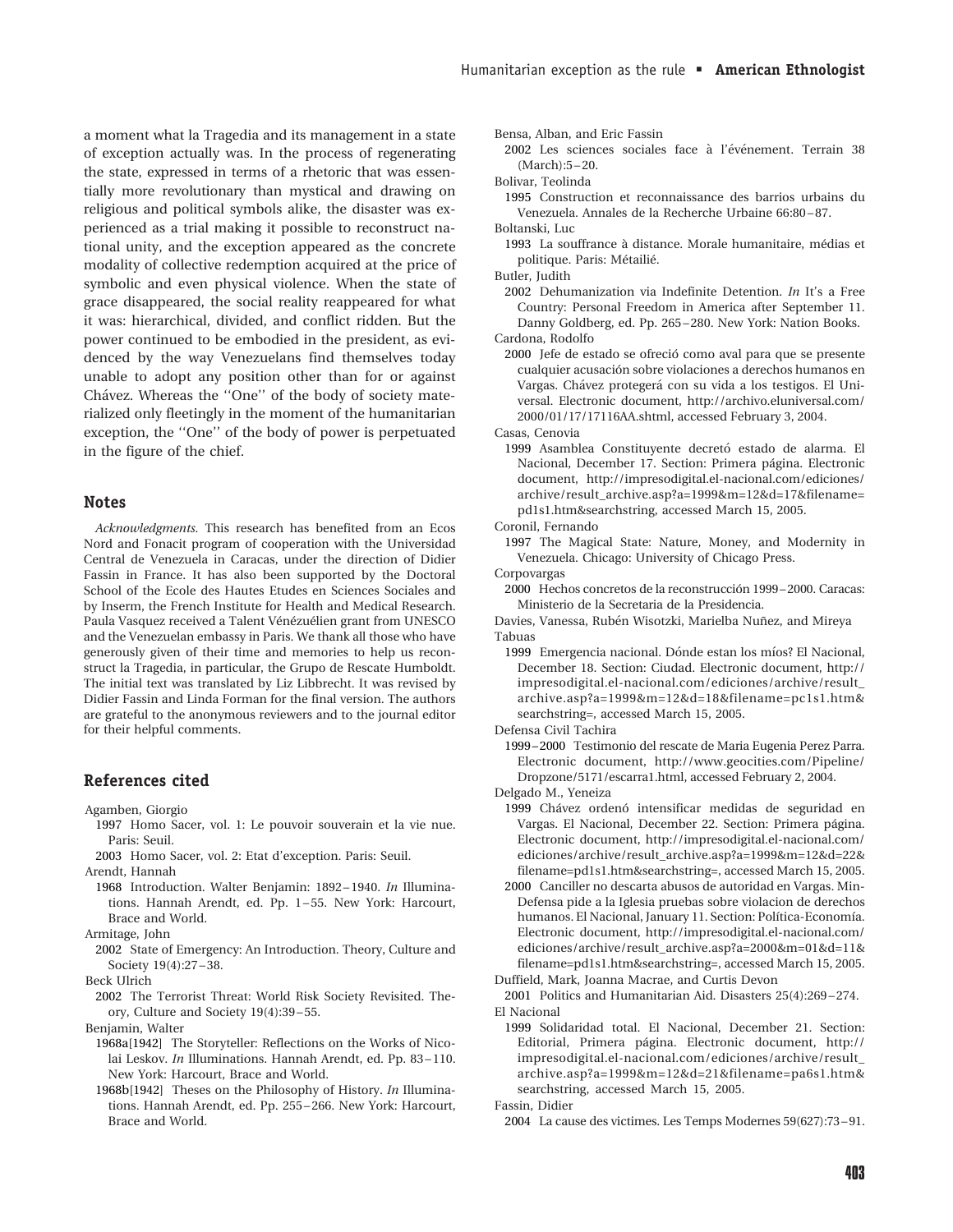a moment what la Tragedia and its management in a state of exception actually was. In the process of regenerating the state, expressed in terms of a rhetoric that was essentially more revolutionary than mystical and drawing on religious and political symbols alike, the disaster was experienced as a trial making it possible to reconstruct national unity, and the exception appeared as the concrete modality of collective redemption acquired at the price of symbolic and even physical violence. When the state of grace disappeared, the social reality reappeared for what it was: hierarchical, divided, and conflict ridden. But the power continued to be embodied in the president, as evidenced by the way Venezuelans find themselves today unable to adopt any position other than for or against Chávez. Whereas the ''One'' of the body of society materialized only fleetingly in the moment of the humanitarian exception, the ''One'' of the body of power is perpetuated in the figure of the chief.

## Notes

*Acknowledgments.* This research has benefited from an Ecos Nord and Fonacit program of cooperation with the Universidad Central de Venezuela in Caracas, under the direction of Didier Fassin in France. It has also been supported by the Doctoral School of the Ecole des Hautes Etudes en Sciences Sociales and by Inserm, the French Institute for Health and Medical Research. Paula Vasquez received a Talent Vénézuélien grant from UNESCO and the Venezuelan embassy in Paris. We thank all those who have generously given of their time and memories to help us reconstruct la Tragedia, in particular, the Grupo de Rescate Humboldt. The initial text was translated by Liz Libbrecht. It was revised by Didier Fassin and Linda Forman for the final version. The authors are grateful to the anonymous reviewers and to the journal editor for their helpful comments.

## References cited

Agamben, Giorgio

1997 Homo Sacer, vol. 1: Le pouvoir souverain et la vie nue. Paris: Seuil.

2003 Homo Sacer, vol. 2: Etat d'exception. Paris: Seuil.

Arendt, Hannah

1968 Introduction. Walter Benjamin: 1892–1940. *In* Illuminations. Hannah Arendt, ed. Pp. 1–55. New York: Harcourt, Brace and World.

Armitage, John

2002 State of Emergency: An Introduction. Theory, Culture and Society 19(4):27–38.

Beck Ulrich

2002 The Terrorist Threat: World Risk Society Revisited. Theory, Culture and Society 19(4):39–55.

Benjamin, Walter

1968a[1942] The Storyteller: Reflections on the Works of Nicolai Leskov. *In* Illuminations. Hannah Arendt, ed. Pp. 83–110. New York: Harcourt, Brace and World.

1968b[1942] Theses on the Philosophy of History. *In* Illuminations. Hannah Arendt, ed. Pp. 255–266. New York: Harcourt, Brace and World.

Bensa, Alban, and Eric Fassin

2002 Les sciences sociales face à l'événement. Terrain 38 (March):5–20.

Bolivar, Teolinda

1995 Construction et reconnaissance des barrios urbains du Venezuela. Annales de la Recherche Urbaine 66:80–87.

Boltanski, Luc

1993 La souffrance à distance. Morale humanitaire, médias et politique. Paris: Métailié.

Butler, Judith

2002 Dehumanization via Indefinite Detention. *In* It's a Free Country: Personal Freedom in America after September 11. Danny Goldberg, ed. Pp. 265–280. New York: Nation Books.

Cardona, Rodolfo

2000 Jefe de estado se ofreció como aval para que se presente cualquier acusación sobre violaciones a derechos humanos en Vargas. Chávez protegerá con su vida a los testigos. El Universal. Electronic document, http://archivo.eluniversal.com/2000/01/17/17116AA.shtml, accessed February 3, 2004.

Casas, Cenovia

1999 Asamblea Constituyente decretó estado de alarma. El Nacional, December 17. Section: Primera página. Electronic document, http://impresodigital.el-nacional.com/ediciones/archive/result_archive.asp?a=1999&m=12&d=17&filename=pd1s1.htm&searchstring, accessed March 15, 2005.

Coronil, Fernando

1997 The Magical State: Nature, Money, and Modernity in Venezuela. Chicago: University of Chicago Press.

Corpovargas

2000 Hechos concretos de la reconstrucción 1999–2000. Caracas: Ministerio de la Secretaria de la Presidencia.

Davies, Vanessa, Rubén Wisotzki, Marielba Nuñez, and Mireya Tabuas

1999 Emergencia nacional. Dónde estan los míos? El Nacional, December 18. Section: Ciudad. Electronic document, http://impresodigital.el-nacional.com/ediciones/archive/result_archive.asp?a=1999&m=12&d=18&filename=pc1s1.htm&searchstring=, accessed March 15, 2005.

Defensa Civil Tachira

1999–2000 Testimonio del rescate de Maria Eugenia Perez Parra. Electronic document, http://www.geocities.com/Pipeline/Dropzone/5171/escarra1.html, accessed February 2, 2004.

Delgado M., Yeneiza

1999 Chávez ordenó intensificar medidas de seguridad en Vargas. El Nacional, December 22. Section: Primera página. Electronic document, http://impresodigital.el-nacional.com/ediciones/archive/result_archive.asp?a=1999&m=12&d=22&filename=pd1s1.htm&searchstring=, accessed March 15, 2005.

2000 Canciller no descarta abusos de autoridad en Vargas. MinDefensa pide a la Iglesia pruebas sobre violacion de derechos humanos. El Nacional, January 11. Section: Política-Economía. Electronic document, http://impresodigital.el-nacional.com/ediciones/archive/result_archive.asp?a=2000&m=01&d=11&filename=pd1s1.htm&searchstring=, accessed March 15, 2005.

Duffield, Mark, Joanna Macrae, and Curtis Devon

2001 Politics and Humanitarian Aid. Disasters 25(4):269–274.

El Nacional

1999 Solidaridad total. El Nacional, December 21. Section: Editorial, Primera página. Electronic document, http://impresodigital.el-nacional.com/ediciones/archive/result_archive.asp?a=1999&m=12&d=21&filename=pa6s1.htm&searchstring, accessed March 15, 2005.

Fassin, Didier

2004 La cause des victimes. Les Temps Modernes 59(627):73–91.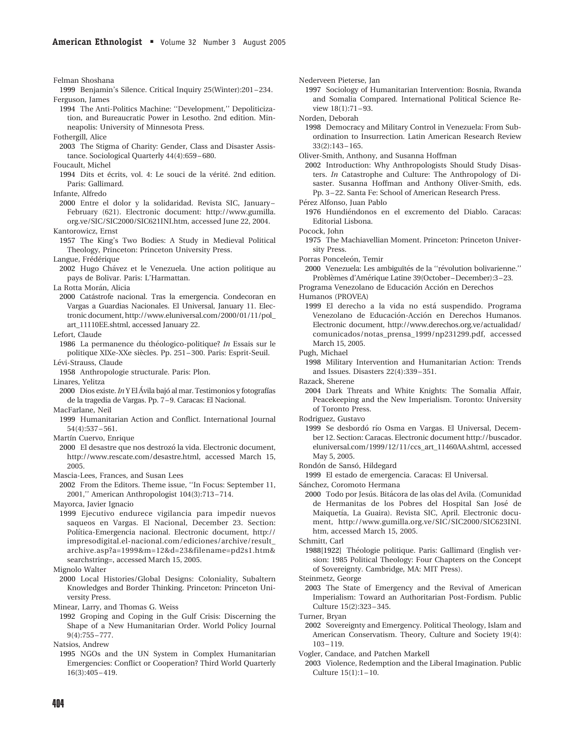Felman Shoshana
  1999 Benjamin's Silence. Critical Inquiry 25(Winter):201–234.

Ferguson, James
  1994 The Anti-Politics Machine: ''Development,'' Depoliticization, and Bureaucratic Power in Lesotho. 2nd edition. Minneapolis: University of Minnesota Press.

Fothergill, Alice
  2003 The Stigma of Charity: Gender, Class and Disaster Assistance. Sociological Quarterly 44(4):659–680.

Foucault, Michel
  1994 Dits et écrits, vol. 4: Le souci de la vérité. 2nd edition. Paris: Gallimard.

Infante, Alfredo
  2000 Entre el dolor y la solidaridad. Revista SIC, January–February (621). Electronic document: http://www.gumilla.org.ve/SIC/SIC2000/SIC621INI.htm, accessed June 22, 2004.

Kantorowicz, Ernst
  1957 The King's Two Bodies: A Study in Medieval Political Theology, Princeton: Princeton University Press.

Langue, Frédérique
  2002 Hugo Chávez et le Venezuela. Une action politique au pays de Bolivar. Paris: L'Harmattan.

La Rotta Morán, Alicia
  2000 Catástrofe nacional. Tras la emergencia. Condecoran en Vargas a Guardias Nacionales. El Universal, January 11. Electronic document, http://www.eluniversal.com/2000/01/11/pol_art_11110EE.shtml, accessed January 22.

Lefort, Claude
  1986 La permanence du théologico-politique? *In* Essais sur le politique XIXe-XXe siècles. Pp. 251–300. Paris: Esprit-Seuil.

Lévi-Strauss, Claude
  1958 Anthropologie structurale. Paris: Plon.

Linares, Yelitza
  2000 Dios existe. *In* Y El Ávila bajó al mar. Testimonios y fotografías de la tragedia de Vargas. Pp. 7–9. Caracas: El Nacional.

MacFarlane, Neil
  1999 Humanitarian Action and Conflict. International Journal 54(4):537–561.

Martín Cuervo, Enrique
  2000 El desastre que nos destrozó la vida. Electronic document, http://www.rescate.com/desastre.html, accessed March 15, 2005.

Mascia-Lees, Frances, and Susan Lees
  2002 From the Editors. Theme issue, ''In Focus: September 11, 2001,'' American Anthropologist 104(3):713–714.

Mayorca, Javier Ignacio
  1999 Ejecutivo endurece vigilancia para impedir nuevos saqueos en Vargas. El Nacional, December 23. Section: Política-Emergencia nacional. Electronic document, http://impresodigital.el-nacional.com/ediciones/archive/result_archive.asp?a=1999&m=12&d=23&filename=pd2s1.htm&searchstring=, accessed March 15, 2005.

Mignolo Walter
  2000 Local Histories/Global Designs: Coloniality, Subaltern Knowledges and Border Thinking. Princeton: Princeton University Press.

Minear, Larry, and Thomas G. Weiss
  1992 Groping and Coping in the Gulf Crisis: Discerning the Shape of a New Humanitarian Order. World Policy Journal 9(4):755–777.

Natsios, Andrew
  1995 NGOs and the UN System in Complex Humanitarian Emergencies: Conflict or Cooperation? Third World Quarterly 16(3):405–419.

Nederveen Pieterse, Jan
  1997 Sociology of Humanitarian Intervention: Bosnia, Rwanda and Somalia Compared. International Political Science Review 18(1):71–93.

Norden, Deborah
  1998 Democracy and Military Control in Venezuela: From Subordination to Insurrection. Latin American Research Review 33(2):143–165.

Oliver-Smith, Anthony, and Susanna Hoffman
  2002 Introduction: Why Anthropologists Should Study Disasters. *In* Catastrophe and Culture: The Anthropology of Disaster. Susanna Hoffman and Anthony Oliver-Smith, eds. Pp. 3–22. Santa Fe: School of American Research Press.

Pérez Alfonso, Juan Pablo
  1976 Hundiéndonos en el excremento del Diablo. Caracas: Editorial Lisbona.

Pocock, John
  1975 The Machiavellian Moment. Princeton: Princeton University Press.

Porras Ponceleón, Temir
  2000 Venezuela: Les ambiguïtés de la ''révolution bolivarienne.'' Problèmes d'Amérique Latine 39(October–December):3–23.

Programa Venezolano de Educación Acción en Derechos Humanos (PROVEA)
  1999 El derecho a la vida no está suspendido. Programa Venezolano de Educación-Acción en Derechos Humanos. Electronic document, http://www.derechos.org.ve/actualidad/comunicados/notas_prensa_1999/np231299.pdf, accessed March 15, 2005.

Pugh, Michael
  1998 Military Intervention and Humanitarian Action: Trends and Issues. Disasters 22(4):339–351.

Razack, Sherene
  2004 Dark Threats and White Knights: The Somalia Affair, Peacekeeping and the New Imperialism. Toronto: University of Toronto Press.

Rodriguez, Gustavo
  1999 Se desbordó río Osma en Vargas. El Universal, December 12. Section: Caracas. Electronic document http://buscador.eluniversal.com/1999/12/11/ccs_art_11460AA.shtml, accessed May 5, 2005.

Rondón de Sansó, Hildegard
  1999 El estado de emergencia. Caracas: El Universal.

Sánchez, Coromoto Hermana
  2000 Todo por Jesús. Bitácora de las olas del Avila. (Comunidad de Hermanitas de los Pobres del Hospital San José de Maiquetía, La Guaira). Revista SIC, April. Electronic document, http://www.gumilla.org.ve/SIC/SIC2000/SIC623INI.htm, accessed March 15, 2005.

Schmitt, Carl
  1988[1922] Théologie politique. Paris: Gallimard (English version: 1985 Political Theology: Four Chapters on the Concept of Sovereignty. Cambridge, MA: MIT Press).

Steinmetz, George
  2003 The State of Emergency and the Revival of American Imperialism: Toward an Authoritarian Post-Fordism. Public Culture 15(2):323–345.

Turner, Bryan
  2002 Sovereignty and Emergency. Political Theology, Islam and American Conservatism. Theory, Culture and Society 19(4):103–119.

Vogler, Candace, and Patchen Markell
  2003 Violence, Redemption and the Liberal Imagination. Public Culture 15(1):1–10.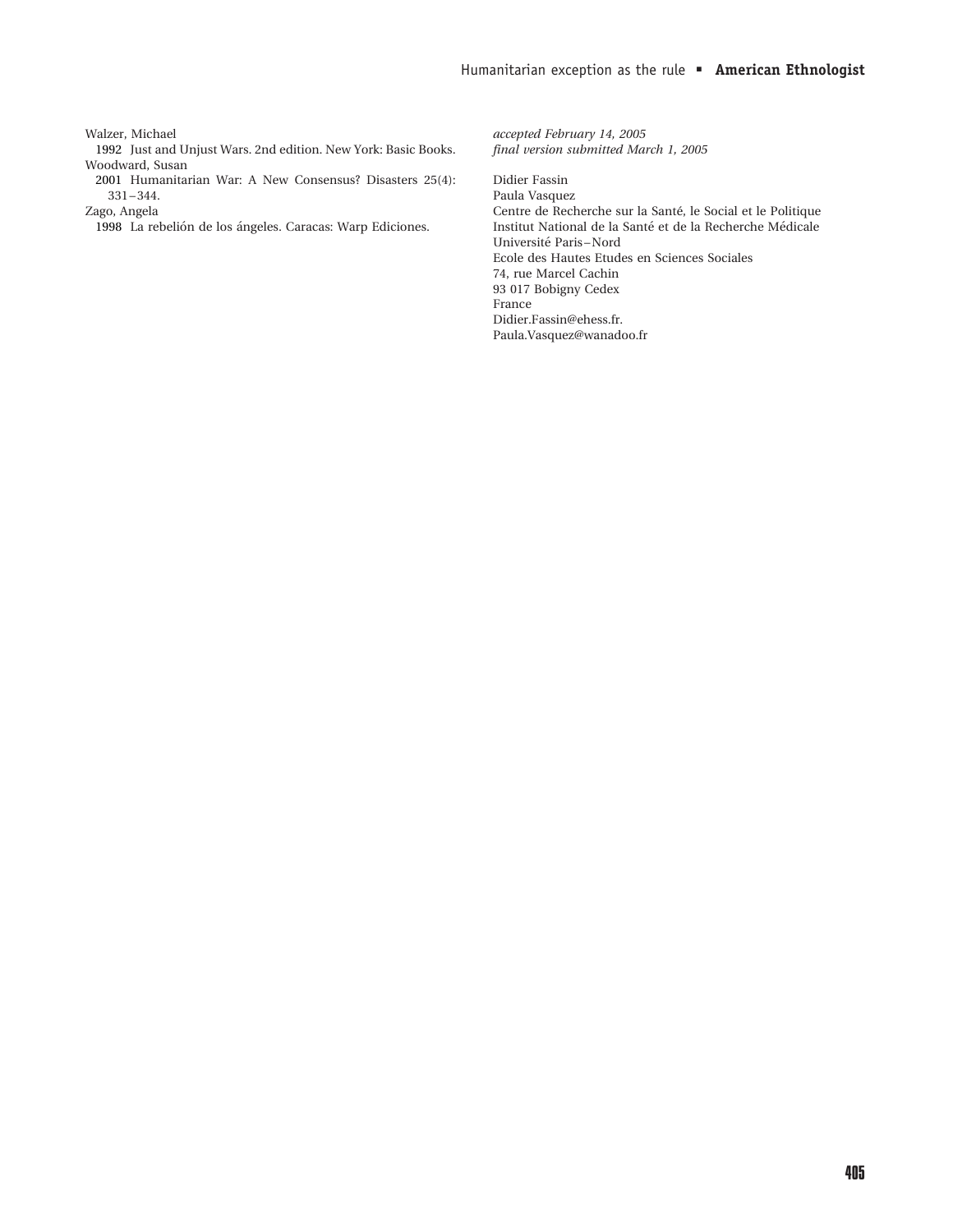Walzer, Michael

1992 Just and Unjust Wars. 2nd edition. New York: Basic Books.

Woodward, Susan

2001 Humanitarian War: A New Consensus? Disasters 25(4): 331–344.

Zago, Angela

1998 La rebelión de los ángeles. Caracas: Warp Ediciones.

*accepted February 14, 2005*
*final version submitted March 1, 2005*

Didier Fassin
Paula Vasquez
Centre de Recherche sur la Santé, le Social et le Politique
Institut National de la Santé et de la Recherche Médicale
Université Paris–Nord
Ecole des Hautes Etudes en Sciences Sociales
74, rue Marcel Cachin
93 017 Bobigny Cedex
France
Didier.Fassin@ehess.fr.
Paula.Vasquez@wanadoo.fr